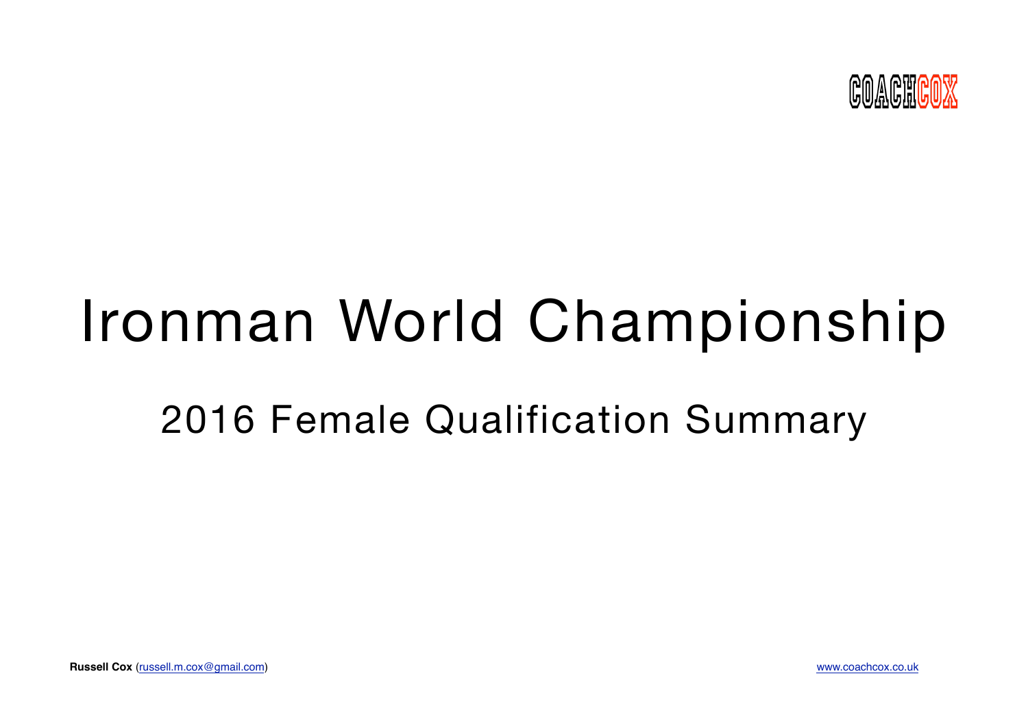COACHCOX

# Ironman World Championship

## 2016 Female Qualification Summary

**Russell Cox** (russell.m.cox@gmail.com)

www.coachcox.co.uk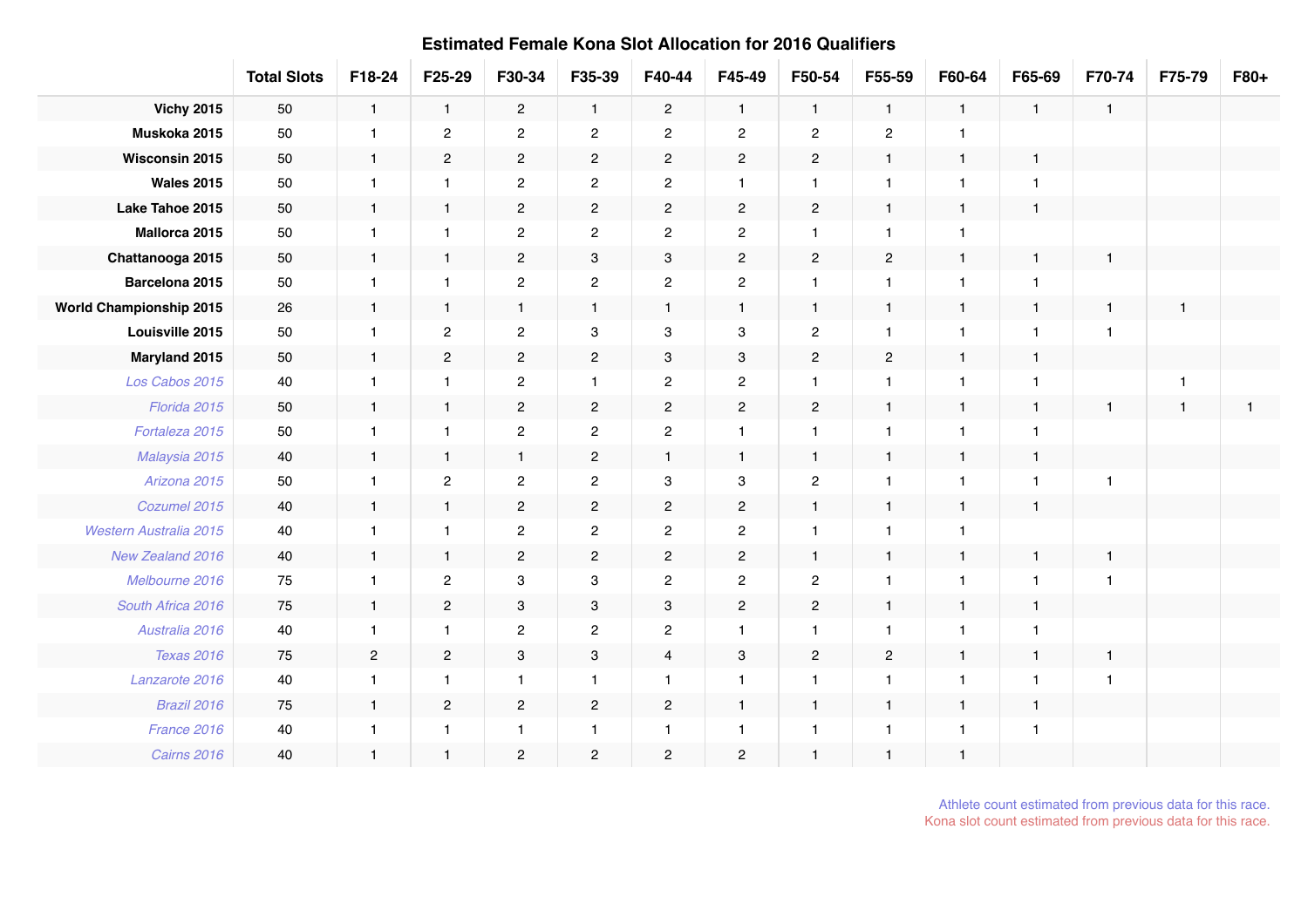## Estimated Female Kona Slot Allocation for 2016 Qualifiers

| | Total Slots | F18-24 | F25-29 | F30-34 | F35-39 | F40-44 | F45-49 | F50-54 | F55-59 | F60-64 | F65-69 | F70-74 | F75-79 | F80+ |
|---|---|---|---|---|---|---|---|---|---|---|---|---|---|---|
| **Vichy 2015** | 50 | 1 | 1 | 2 | 1 | 2 | 1 | 1 | 1 | 1 | 1 | 1 | | |
| **Muskoka 2015** | 50 | 1 | 2 | 2 | 2 | 2 | 2 | 2 | 2 | 1 | | | | |
| **Wisconsin 2015** | 50 | 1 | 2 | 2 | 2 | 2 | 2 | 2 | 1 | 1 | 1 | | | |
| **Wales 2015** | 50 | 1 | 1 | 2 | 2 | 2 | 1 | 1 | 1 | 1 | 1 | | | |
| **Lake Tahoe 2015** | 50 | 1 | 1 | 2 | 2 | 2 | 2 | 2 | 1 | 1 | 1 | | | |
| **Mallorca 2015** | 50 | 1 | 1 | 2 | 2 | 2 | 2 | 1 | 1 | 1 | | | | |
| **Chattanooga 2015** | 50 | 1 | 1 | 2 | 3 | 3 | 2 | 2 | 2 | 1 | 1 | 1 | | |
| **Barcelona 2015** | 50 | 1 | 1 | 2 | 2 | 2 | 2 | 1 | 1 | 1 | 1 | | | |
| **World Championship 2015** | 26 | 1 | 1 | 1 | 1 | 1 | 1 | 1 | 1 | 1 | 1 | 1 | 1 | |
| **Louisville 2015** | 50 | 1 | 2 | 2 | 3 | 3 | 3 | 2 | 1 | 1 | 1 | 1 | | |
| **Maryland 2015** | 50 | 1 | 2 | 2 | 2 | 3 | 3 | 2 | 2 | 1 | 1 | | | |
| *Los Cabos 2015* | 40 | 1 | 1 | 2 | 1 | 2 | 2 | 1 | 1 | 1 | 1 | | 1 | |
| *Florida 2015* | 50 | 1 | 1 | 2 | 2 | 2 | 2 | 2 | 1 | 1 | 1 | 1 | 1 | 1 |
| *Fortaleza 2015* | 50 | 1 | 1 | 2 | 2 | 2 | 1 | 1 | 1 | 1 | 1 | | | |
| *Malaysia 2015* | 40 | 1 | 1 | 1 | 2 | 1 | 1 | 1 | 1 | 1 | 1 | | | |
| *Arizona 2015* | 50 | 1 | 2 | 2 | 2 | 3 | 3 | 2 | 1 | 1 | 1 | 1 | | |
| *Cozumel 2015* | 40 | 1 | 1 | 2 | 2 | 2 | 2 | 1 | 1 | 1 | 1 | | | |
| *Western Australia 2015* | 40 | 1 | 1 | 2 | 2 | 2 | 2 | 1 | 1 | 1 | | | | |
| *New Zealand 2016* | 40 | 1 | 1 | 2 | 2 | 2 | 2 | 1 | 1 | 1 | 1 | 1 | | |
| *Melbourne 2016* | 75 | 1 | 2 | 3 | 3 | 2 | 2 | 2 | 1 | 1 | 1 | 1 | | |
| *South Africa 2016* | 75 | 1 | 2 | 3 | 3 | 3 | 2 | 2 | 1 | 1 | 1 | | | |
| *Australia 2016* | 40 | 1 | 1 | 2 | 2 | 2 | 1 | 1 | 1 | 1 | 1 | | | |
| *Texas 2016* | 75 | 2 | 2 | 3 | 3 | 4 | 3 | 2 | 2 | 1 | 1 | 1 | | |
| *Lanzarote 2016* | 40 | 1 | 1 | 1 | 1 | 1 | 1 | 1 | 1 | 1 | 1 | 1 | | |
| *Brazil 2016* | 75 | 1 | 2 | 2 | 2 | 2 | 1 | 1 | 1 | 1 | 1 | | | |
| *France 2016* | 40 | 1 | 1 | 1 | 1 | 1 | 1 | 1 | 1 | 1 | 1 | | | |
| *Cairns 2016* | 40 | 1 | 1 | 2 | 2 | 2 | 2 | 1 | 1 | 1 | | | | |

Athlete count estimated from previous data for this race.
Kona slot count estimated from previous data for this race.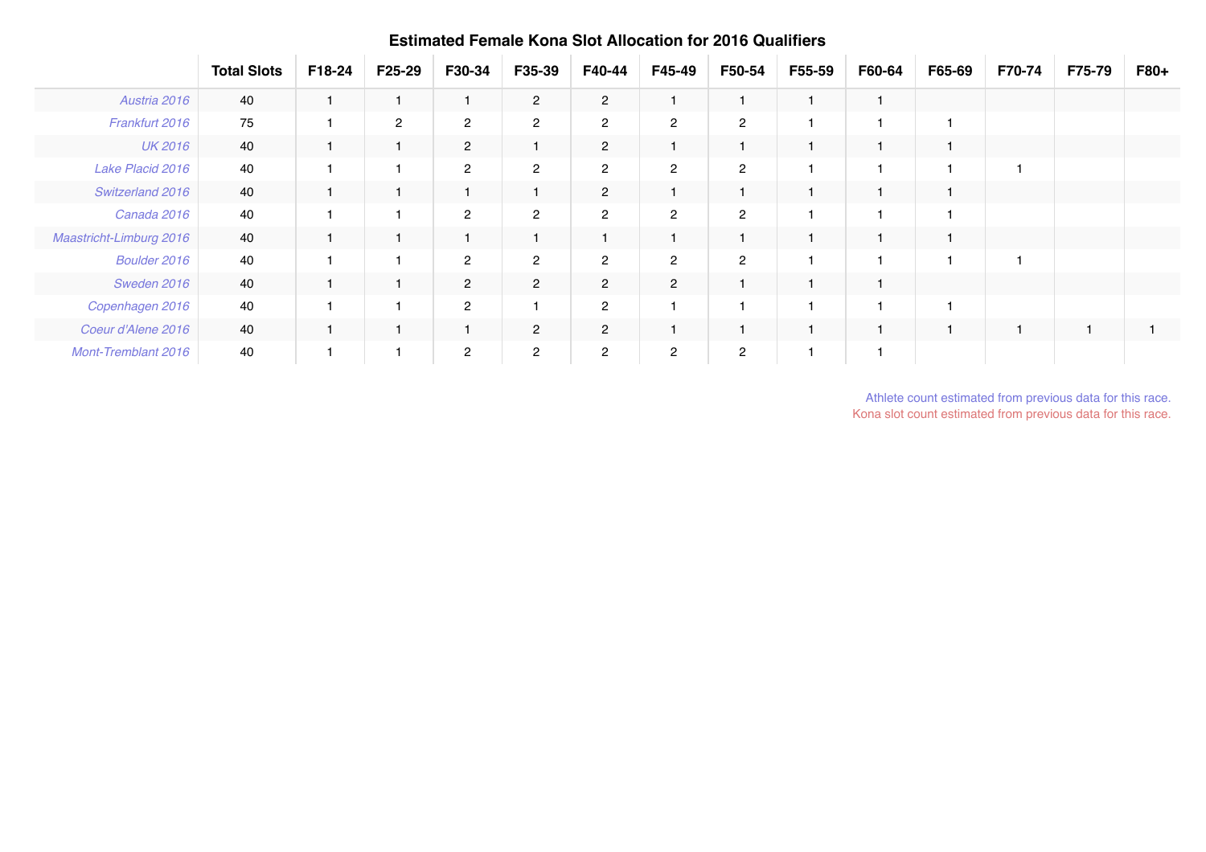## Estimated Female Kona Slot Allocation for 2016 Qualifiers

| | Total Slots | F18-24 | F25-29 | F30-34 | F35-39 | F40-44 | F45-49 | F50-54 | F55-59 | F60-64 | F65-69 | F70-74 | F75-79 | F80+ |
|---|---|---|---|---|---|---|---|---|---|---|---|---|---|---|
| *Austria 2016* | 40 | 1 | 1 | 1 | 2 | 2 | 1 | 1 | 1 | 1 | | | | |
| *Frankfurt 2016* | 75 | 1 | 2 | 2 | 2 | 2 | 2 | 2 | 1 | 1 | 1 | | | |
| *UK 2016* | 40 | 1 | 1 | 2 | 1 | 2 | 1 | 1 | 1 | 1 | 1 | | | |
| *Lake Placid 2016* | 40 | 1 | 1 | 2 | 2 | 2 | 2 | 2 | 1 | 1 | 1 | 1 | | |
| *Switzerland 2016* | 40 | 1 | 1 | 1 | 1 | 2 | 1 | 1 | 1 | 1 | 1 | | | |
| *Canada 2016* | 40 | 1 | 1 | 2 | 2 | 2 | 2 | 2 | 1 | 1 | 1 | | | |
| *Maastricht-Limburg 2016* | 40 | 1 | 1 | 1 | 1 | 1 | 1 | 1 | 1 | 1 | 1 | | | |
| *Boulder 2016* | 40 | 1 | 1 | 2 | 2 | 2 | 2 | 2 | 1 | 1 | 1 | 1 | | |
| *Sweden 2016* | 40 | 1 | 1 | 2 | 2 | 2 | 2 | 1 | 1 | 1 | | | | |
| *Copenhagen 2016* | 40 | 1 | 1 | 2 | 1 | 2 | 1 | 1 | 1 | 1 | 1 | | | |
| *Coeur d'Alene 2016* | 40 | 1 | 1 | 1 | 2 | 2 | 1 | 1 | 1 | 1 | 1 | 1 | 1 | 1 |
| *Mont-Tremblant 2016* | 40 | 1 | 1 | 2 | 2 | 2 | 2 | 2 | 1 | 1 | | | | |

Athlete count estimated from previous data for this race.
Kona slot count estimated from previous data for this race.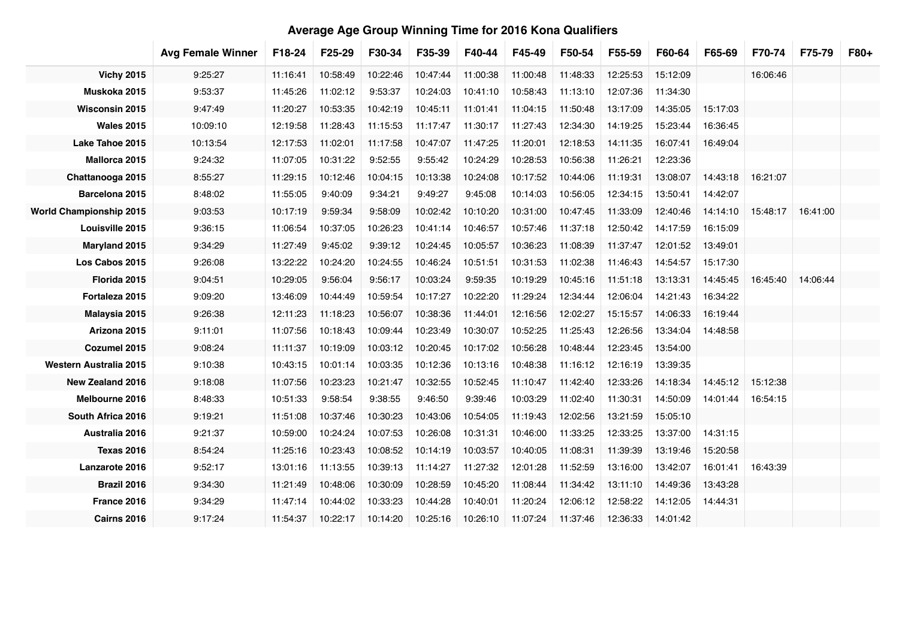# Average Age Group Winning Time for 2016 Kona Qualifiers

| | Avg Female Winner | F18-24 | F25-29 | F30-34 | F35-39 | F40-44 | F45-49 | F50-54 | F55-59 | F60-64 | F65-69 | F70-74 | F75-79 | F80+ |
|---|---|---|---|---|---|---|---|---|---|---|---|---|---|---|
| **Vichy 2015** | 9:25:27 | 11:16:41 | 10:58:49 | 10:22:46 | 10:47:44 | 11:00:38 | 11:00:48 | 11:48:33 | 12:25:53 | 15:12:09 | | 16:06:46 | | |
| **Muskoka 2015** | 9:53:37 | 11:45:26 | 11:02:12 | 9:53:37 | 10:24:03 | 10:41:10 | 10:58:43 | 11:13:10 | 12:07:36 | 11:34:30 | | | | |
| **Wisconsin 2015** | 9:47:49 | 11:20:27 | 10:53:35 | 10:42:19 | 10:45:11 | 11:01:41 | 11:04:15 | 11:50:48 | 13:17:09 | 14:35:05 | 15:17:03 | | | |
| **Wales 2015** | 10:09:10 | 12:19:58 | 11:28:43 | 11:15:53 | 11:17:47 | 11:30:17 | 11:27:43 | 12:34:30 | 14:19:25 | 15:23:44 | 16:36:45 | | | |
| **Lake Tahoe 2015** | 10:13:54 | 12:17:53 | 11:02:01 | 11:17:58 | 10:47:07 | 11:47:25 | 11:20:01 | 12:18:53 | 14:11:35 | 16:07:41 | 16:49:04 | | | |
| **Mallorca 2015** | 9:24:32 | 11:07:05 | 10:31:22 | 9:52:55 | 9:55:42 | 10:24:29 | 10:28:53 | 10:56:38 | 11:26:21 | 12:23:36 | | | | |
| **Chattanooga 2015** | 8:55:27 | 11:29:15 | 10:12:46 | 10:04:15 | 10:13:38 | 10:24:08 | 10:17:52 | 10:44:06 | 11:19:31 | 13:08:07 | 14:43:18 | 16:21:07 | | |
| **Barcelona 2015** | 8:48:02 | 11:55:05 | 9:40:09 | 9:34:21 | 9:49:27 | 9:45:08 | 10:14:03 | 10:56:05 | 12:34:15 | 13:50:41 | 14:42:07 | | | |
| **World Championship 2015** | 9:03:53 | 10:17:19 | 9:59:34 | 9:58:09 | 10:02:42 | 10:10:20 | 10:31:00 | 10:47:45 | 11:33:09 | 12:40:46 | 14:14:10 | 15:48:17 | 16:41:00 | |
| **Louisville 2015** | 9:36:15 | 11:06:54 | 10:37:05 | 10:26:23 | 10:41:14 | 10:46:57 | 10:57:46 | 11:37:18 | 12:50:42 | 14:17:59 | 16:15:09 | | | |
| **Maryland 2015** | 9:34:29 | 11:27:49 | 9:45:02 | 9:39:12 | 10:24:45 | 10:05:57 | 10:36:23 | 11:08:39 | 11:37:47 | 12:01:52 | 13:49:01 | | | |
| **Los Cabos 2015** | 9:26:08 | 13:22:22 | 10:24:20 | 10:24:55 | 10:46:24 | 10:51:51 | 10:31:53 | 11:02:38 | 11:46:43 | 14:54:57 | 15:17:30 | | | |
| **Florida 2015** | 9:04:51 | 10:29:05 | 9:56:04 | 9:56:17 | 10:03:24 | 9:59:35 | 10:19:29 | 10:45:16 | 11:51:18 | 13:13:31 | 14:45:45 | 16:45:40 | 14:06:44 | |
| **Fortaleza 2015** | 9:09:20 | 13:46:09 | 10:44:49 | 10:59:54 | 10:17:27 | 10:22:20 | 11:29:24 | 12:34:44 | 12:06:04 | 14:21:43 | 16:34:22 | | | |
| **Malaysia 2015** | 9:26:38 | 12:11:23 | 11:18:23 | 10:56:07 | 10:38:36 | 11:44:01 | 12:16:56 | 12:02:27 | 15:15:57 | 14:06:33 | 16:19:44 | | | |
| **Arizona 2015** | 9:11:01 | 11:07:56 | 10:18:43 | 10:09:44 | 10:23:49 | 10:30:07 | 10:52:25 | 11:25:43 | 12:26:56 | 13:34:04 | 14:48:58 | | | |
| **Cozumel 2015** | 9:08:24 | 11:11:37 | 10:19:09 | 10:03:12 | 10:20:45 | 10:17:02 | 10:56:28 | 10:48:44 | 12:23:45 | 13:54:00 | | | | |
| **Western Australia 2015** | 9:10:38 | 10:43:15 | 10:01:14 | 10:03:35 | 10:12:36 | 10:13:16 | 10:48:38 | 11:16:12 | 12:16:19 | 13:39:35 | | | | |
| **New Zealand 2016** | 9:18:08 | 11:07:56 | 10:23:23 | 10:21:47 | 10:32:55 | 10:52:45 | 11:10:47 | 11:42:40 | 12:33:26 | 14:18:34 | 14:45:12 | 15:12:38 | | |
| **Melbourne 2016** | 8:48:33 | 10:51:33 | 9:58:54 | 9:38:55 | 9:46:50 | 9:39:46 | 10:03:29 | 11:02:40 | 11:30:31 | 14:50:09 | 14:01:44 | 16:54:15 | | |
| **South Africa 2016** | 9:19:21 | 11:51:08 | 10:37:46 | 10:30:23 | 10:43:06 | 10:54:05 | 11:19:43 | 12:02:56 | 13:21:59 | 15:05:10 | | | | |
| **Australia 2016** | 9:21:37 | 10:59:00 | 10:24:24 | 10:07:53 | 10:26:08 | 10:31:31 | 10:46:00 | 11:33:25 | 12:33:25 | 13:37:00 | 14:31:15 | | | |
| **Texas 2016** | 8:54:24 | 11:25:16 | 10:23:43 | 10:08:52 | 10:14:19 | 10:03:57 | 10:40:05 | 11:08:31 | 11:39:39 | 13:19:46 | 15:20:58 | | | |
| **Lanzarote 2016** | 9:52:17 | 13:01:16 | 11:13:55 | 10:39:13 | 11:14:27 | 11:27:32 | 12:01:28 | 11:52:59 | 13:16:00 | 13:42:07 | 16:01:41 | 16:43:39 | | |
| **Brazil 2016** | 9:34:30 | 11:21:49 | 10:48:06 | 10:30:09 | 10:28:59 | 10:45:20 | 11:08:44 | 11:34:42 | 13:11:10 | 14:49:36 | 13:43:28 | | | |
| **France 2016** | 9:34:29 | 11:47:14 | 10:44:02 | 10:33:23 | 10:44:28 | 10:40:01 | 11:20:24 | 12:06:12 | 12:58:22 | 14:12:05 | 14:44:31 | | | |
| **Cairns 2016** | 9:17:24 | 11:54:37 | 10:22:17 | 10:14:20 | 10:25:16 | 10:26:10 | 11:07:24 | 11:37:46 | 12:36:33 | 14:01:42 | | | | |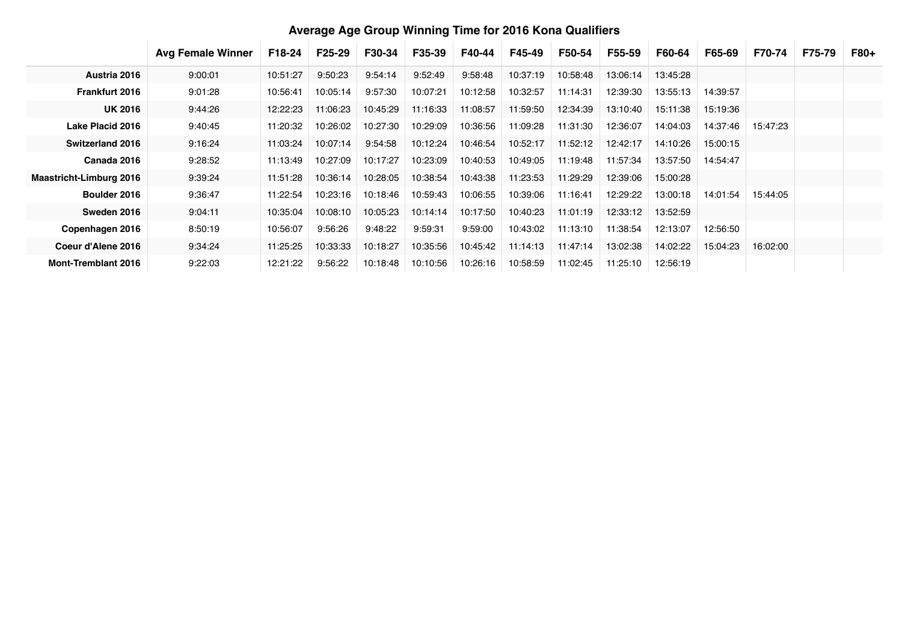# Average Age Group Winning Time for 2016 Kona Qualifiers

| | Avg Female Winner | F18-24 | F25-29 | F30-34 | F35-39 | F40-44 | F45-49 | F50-54 | F55-59 | F60-64 | F65-69 | F70-74 | F75-79 | F80+ |
|---|---|---|---|---|---|---|---|---|---|---|---|---|---|---|
| **Austria 2016** | 9:00:01 | 10:51:27 | 9:50:23 | 9:54:14 | 9:52:49 | 9:58:48 | 10:37:19 | 10:58:48 | 13:06:14 | 13:45:28 | | | | |
| **Frankfurt 2016** | 9:01:28 | 10:56:41 | 10:05:14 | 9:57:30 | 10:07:21 | 10:12:58 | 10:32:57 | 11:14:31 | 12:39:30 | 13:55:13 | 14:39:57 | | | |
| **UK 2016** | 9:44:26 | 12:22:23 | 11:06:23 | 10:45:29 | 11:16:33 | 11:08:57 | 11:59:50 | 12:34:39 | 13:10:40 | 15:11:38 | 15:19:36 | | | |
| **Lake Placid 2016** | 9:40:45 | 11:20:32 | 10:26:02 | 10:27:30 | 10:29:09 | 10:36:56 | 11:09:28 | 11:31:30 | 12:36:07 | 14:04:03 | 14:37:46 | 15:47:23 | | |
| **Switzerland 2016** | 9:16:24 | 11:03:24 | 10:07:14 | 9:54:58 | 10:12:24 | 10:46:54 | 10:52:17 | 11:52:12 | 12:42:17 | 14:10:26 | 15:00:15 | | | |
| **Canada 2016** | 9:28:52 | 11:13:49 | 10:27:09 | 10:17:27 | 10:23:09 | 10:40:53 | 10:49:05 | 11:19:48 | 11:57:34 | 13:57:50 | 14:54:47 | | | |
| **Maastricht-Limburg 2016** | 9:39:24 | 11:51:28 | 10:36:14 | 10:28:05 | 10:38:54 | 10:43:38 | 11:23:53 | 11:29:29 | 12:39:06 | 15:00:28 | | | | |
| **Boulder 2016** | 9:36:47 | 11:22:54 | 10:23:16 | 10:18:46 | 10:59:43 | 10:06:55 | 10:39:06 | 11:16:41 | 12:29:22 | 13:00:18 | 14:01:54 | 15:44:05 | | |
| **Sweden 2016** | 9:04:11 | 10:35:04 | 10:08:10 | 10:05:23 | 10:14:14 | 10:17:50 | 10:40:23 | 11:01:19 | 12:33:12 | 13:52:59 | | | | |
| **Copenhagen 2016** | 8:50:19 | 10:56:07 | 9:56:26 | 9:48:22 | 9:59:31 | 9:59:00 | 10:43:02 | 11:13:10 | 11:38:54 | 12:13:07 | 12:56:50 | | | |
| **Coeur d'Alene 2016** | 9:34:24 | 11:25:25 | 10:33:33 | 10:18:27 | 10:35:56 | 10:45:42 | 11:14:13 | 11:47:14 | 13:02:38 | 14:02:22 | 15:04:23 | 16:02:00 | | |
| **Mont-Tremblant 2016** | 9:22:03 | 12:21:22 | 9:56:22 | 10:18:48 | 10:10:56 | 10:26:16 | 10:58:59 | 11:02:45 | 11:25:10 | 12:56:19 | | | | |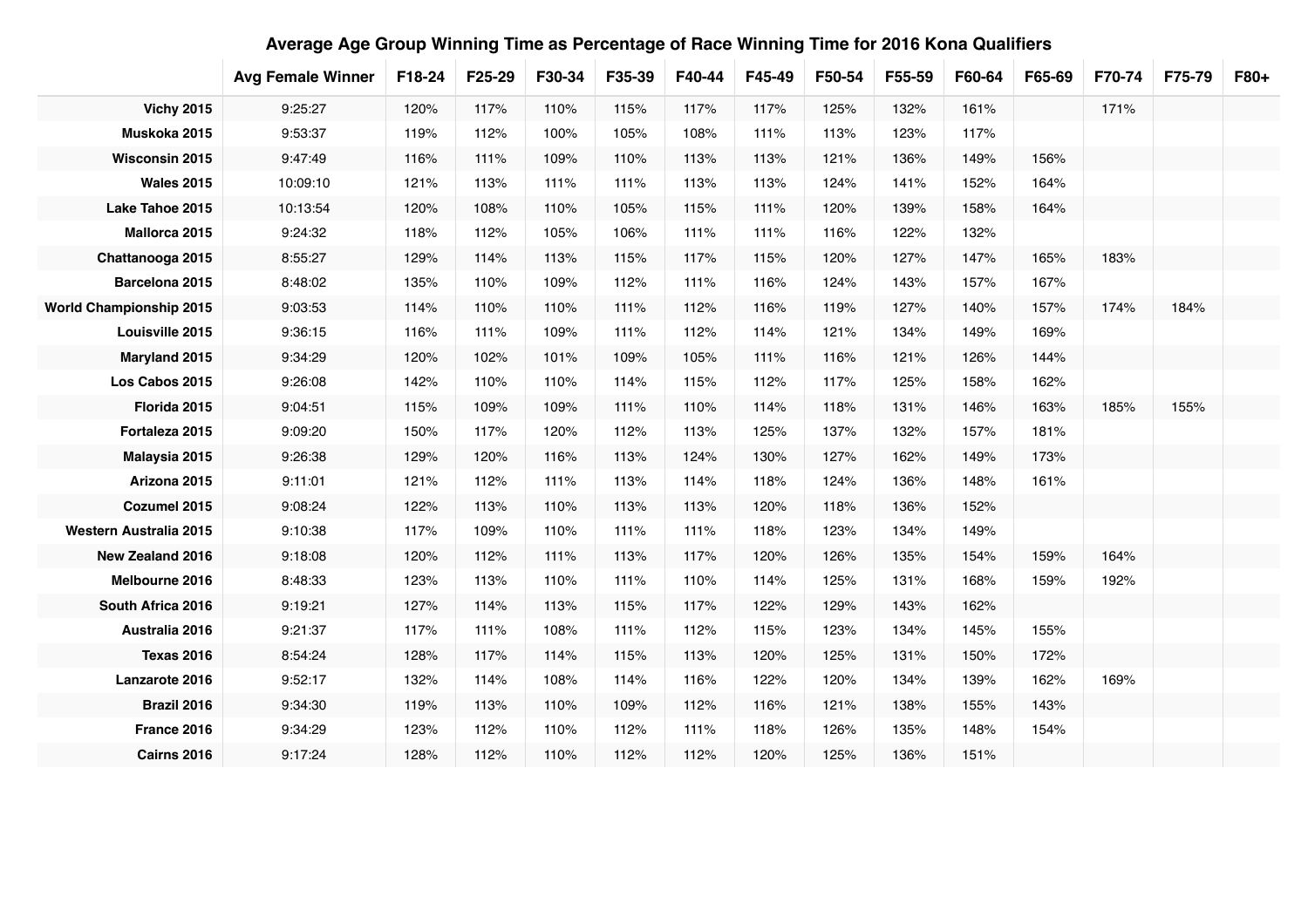## Average Age Group Winning Time as Percentage of Race Winning Time for 2016 Kona Qualifiers

| | Avg Female Winner | F18-24 | F25-29 | F30-34 | F35-39 | F40-44 | F45-49 | F50-54 | F55-59 | F60-64 | F65-69 | F70-74 | F75-79 | F80+ |
|---|---|---|---|---|---|---|---|---|---|---|---|---|---|---|
| **Vichy 2015** | 9:25:27 | 120% | 117% | 110% | 115% | 117% | 117% | 125% | 132% | 161% | | 171% | | |
| **Muskoka 2015** | 9:53:37 | 119% | 112% | 100% | 105% | 108% | 111% | 113% | 123% | 117% | | | | |
| **Wisconsin 2015** | 9:47:49 | 116% | 111% | 109% | 110% | 113% | 113% | 121% | 136% | 149% | 156% | | | |
| **Wales 2015** | 10:09:10 | 121% | 113% | 111% | 111% | 113% | 113% | 124% | 141% | 152% | 164% | | | |
| **Lake Tahoe 2015** | 10:13:54 | 120% | 108% | 110% | 105% | 115% | 111% | 120% | 139% | 158% | 164% | | | |
| **Mallorca 2015** | 9:24:32 | 118% | 112% | 105% | 106% | 111% | 111% | 116% | 122% | 132% | | | | |
| **Chattanooga 2015** | 8:55:27 | 129% | 114% | 113% | 115% | 117% | 115% | 120% | 127% | 147% | 165% | 183% | | |
| **Barcelona 2015** | 8:48:02 | 135% | 110% | 109% | 112% | 111% | 116% | 124% | 143% | 157% | 167% | | | |
| **World Championship 2015** | 9:03:53 | 114% | 110% | 110% | 111% | 112% | 116% | 119% | 127% | 140% | 157% | 174% | 184% | |
| **Louisville 2015** | 9:36:15 | 116% | 111% | 109% | 111% | 112% | 114% | 121% | 134% | 149% | 169% | | | |
| **Maryland 2015** | 9:34:29 | 120% | 102% | 101% | 109% | 105% | 111% | 116% | 121% | 126% | 144% | | | |
| **Los Cabos 2015** | 9:26:08 | 142% | 110% | 110% | 114% | 115% | 112% | 117% | 125% | 158% | 162% | | | |
| **Florida 2015** | 9:04:51 | 115% | 109% | 109% | 111% | 110% | 114% | 118% | 131% | 146% | 163% | 185% | 155% | |
| **Fortaleza 2015** | 9:09:20 | 150% | 117% | 120% | 112% | 113% | 125% | 137% | 132% | 157% | 181% | | | |
| **Malaysia 2015** | 9:26:38 | 129% | 120% | 116% | 113% | 124% | 130% | 127% | 162% | 149% | 173% | | | |
| **Arizona 2015** | 9:11:01 | 121% | 112% | 111% | 113% | 114% | 118% | 124% | 136% | 148% | 161% | | | |
| **Cozumel 2015** | 9:08:24 | 122% | 113% | 110% | 113% | 113% | 120% | 118% | 136% | 152% | | | | |
| **Western Australia 2015** | 9:10:38 | 117% | 109% | 110% | 111% | 111% | 118% | 123% | 134% | 149% | | | | |
| **New Zealand 2016** | 9:18:08 | 120% | 112% | 111% | 113% | 117% | 120% | 126% | 135% | 154% | 159% | 164% | | |
| **Melbourne 2016** | 8:48:33 | 123% | 113% | 110% | 111% | 110% | 114% | 125% | 131% | 168% | 159% | 192% | | |
| **South Africa 2016** | 9:19:21 | 127% | 114% | 113% | 115% | 117% | 122% | 129% | 143% | 162% | | | | |
| **Australia 2016** | 9:21:37 | 117% | 111% | 108% | 111% | 112% | 115% | 123% | 134% | 145% | 155% | | | |
| **Texas 2016** | 8:54:24 | 128% | 117% | 114% | 115% | 113% | 120% | 125% | 131% | 150% | 172% | | | |
| **Lanzarote 2016** | 9:52:17 | 132% | 114% | 108% | 114% | 116% | 122% | 120% | 134% | 139% | 162% | 169% | | |
| **Brazil 2016** | 9:34:30 | 119% | 113% | 110% | 109% | 112% | 116% | 121% | 138% | 155% | 143% | | | |
| **France 2016** | 9:34:29 | 123% | 112% | 110% | 112% | 111% | 118% | 126% | 135% | 148% | 154% | | | |
| **Cairns 2016** | 9:17:24 | 128% | 112% | 110% | 112% | 112% | 120% | 125% | 136% | 151% | | | | |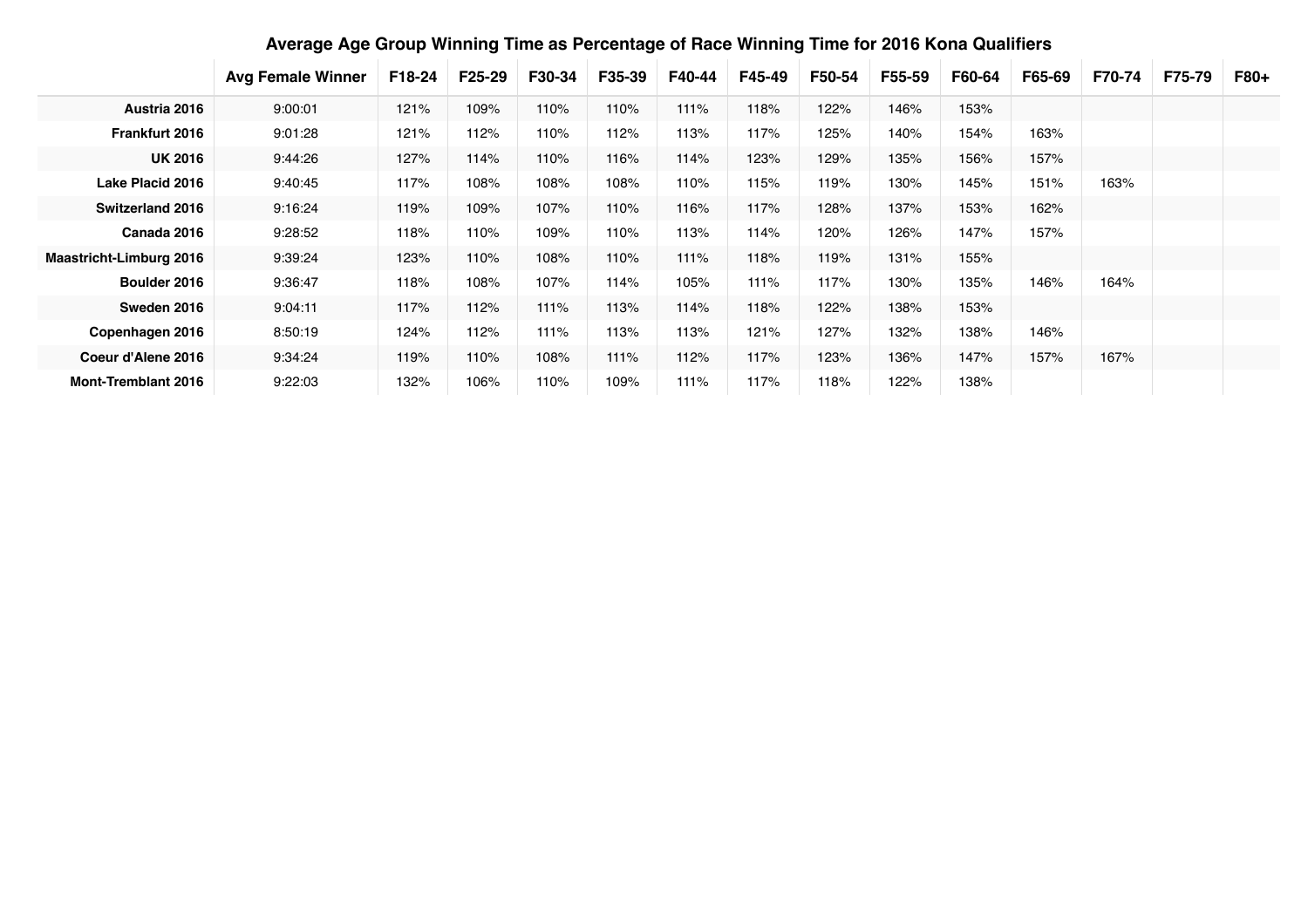## Average Age Group Winning Time as Percentage of Race Winning Time for 2016 Kona Qualifiers

| | Avg Female Winner | F18-24 | F25-29 | F30-34 | F35-39 | F40-44 | F45-49 | F50-54 | F55-59 | F60-64 | F65-69 | F70-74 | F75-79 | F80+ |
|---|---|---|---|---|---|---|---|---|---|---|---|---|---|---|
| **Austria 2016** | 9:00:01 | 121% | 109% | 110% | 110% | 111% | 118% | 122% | 146% | 153% | | | | |
| **Frankfurt 2016** | 9:01:28 | 121% | 112% | 110% | 112% | 113% | 117% | 125% | 140% | 154% | 163% | | | |
| **UK 2016** | 9:44:26 | 127% | 114% | 110% | 116% | 114% | 123% | 129% | 135% | 156% | 157% | | | |
| **Lake Placid 2016** | 9:40:45 | 117% | 108% | 108% | 108% | 110% | 115% | 119% | 130% | 145% | 151% | 163% | | |
| **Switzerland 2016** | 9:16:24 | 119% | 109% | 107% | 110% | 116% | 117% | 128% | 137% | 153% | 162% | | | |
| **Canada 2016** | 9:28:52 | 118% | 110% | 109% | 110% | 113% | 114% | 120% | 126% | 147% | 157% | | | |
| **Maastricht-Limburg 2016** | 9:39:24 | 123% | 110% | 108% | 110% | 111% | 118% | 119% | 131% | 155% | | | | |
| **Boulder 2016** | 9:36:47 | 118% | 108% | 107% | 114% | 105% | 111% | 117% | 130% | 135% | 146% | 164% | | |
| **Sweden 2016** | 9:04:11 | 117% | 112% | 111% | 113% | 114% | 118% | 122% | 138% | 153% | | | | |
| **Copenhagen 2016** | 8:50:19 | 124% | 112% | 111% | 113% | 113% | 121% | 127% | 132% | 138% | 146% | | | |
| **Coeur d'Alene 2016** | 9:34:24 | 119% | 110% | 108% | 111% | 112% | 117% | 123% | 136% | 147% | 157% | 167% | | |
| **Mont-Tremblant 2016** | 9:22:03 | 132% | 106% | 110% | 109% | 111% | 117% | 118% | 122% | 138% | | | | |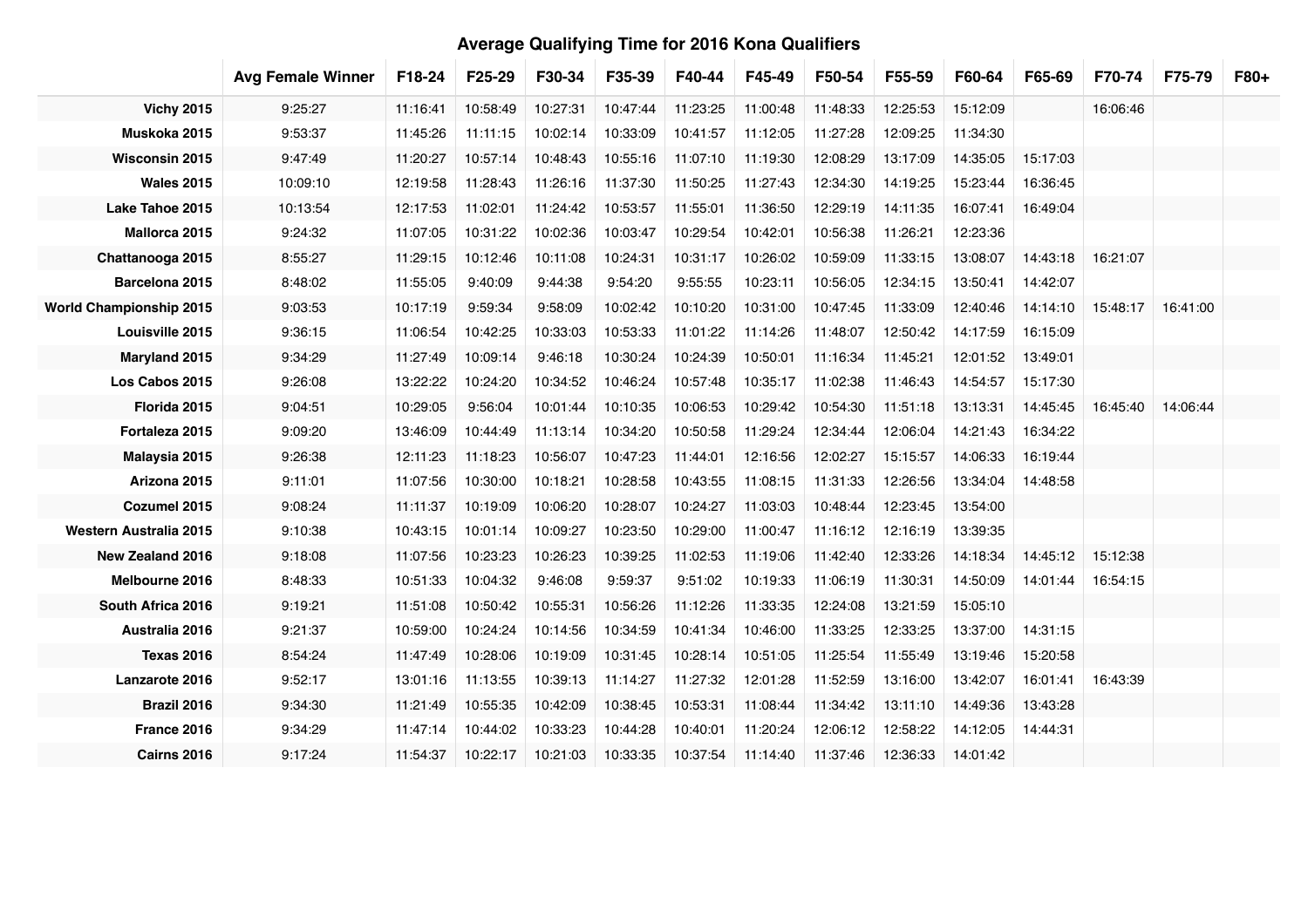# Average Qualifying Time for 2016 Kona Qualifiers

| | Avg Female Winner | F18-24 | F25-29 | F30-34 | F35-39 | F40-44 | F45-49 | F50-54 | F55-59 | F60-64 | F65-69 | F70-74 | F75-79 | F80+ |
|---|---|---|---|---|---|---|---|---|---|---|---|---|---|---|
| **Vichy 2015** | 9:25:27 | 11:16:41 | 10:58:49 | 10:27:31 | 10:47:44 | 11:23:25 | 11:00:48 | 11:48:33 | 12:25:53 | 15:12:09 | | 16:06:46 | | |
| **Muskoka 2015** | 9:53:37 | 11:45:26 | 11:11:15 | 10:02:14 | 10:33:09 | 10:41:57 | 11:12:05 | 11:27:28 | 12:09:25 | 11:34:30 | | | | |
| **Wisconsin 2015** | 9:47:49 | 11:20:27 | 10:57:14 | 10:48:43 | 10:55:16 | 11:07:10 | 11:19:30 | 12:08:29 | 13:17:09 | 14:35:05 | 15:17:03 | | | |
| **Wales 2015** | 10:09:10 | 12:19:58 | 11:28:43 | 11:26:16 | 11:37:30 | 11:50:25 | 11:27:43 | 12:34:30 | 14:19:25 | 15:23:44 | 16:36:45 | | | |
| **Lake Tahoe 2015** | 10:13:54 | 12:17:53 | 11:02:01 | 11:24:42 | 10:53:57 | 11:55:01 | 11:36:50 | 12:29:19 | 14:11:35 | 16:07:41 | 16:49:04 | | | |
| **Mallorca 2015** | 9:24:32 | 11:07:05 | 10:31:22 | 10:02:36 | 10:03:47 | 10:29:54 | 10:42:01 | 10:56:38 | 11:26:21 | 12:23:36 | | | | |
| **Chattanooga 2015** | 8:55:27 | 11:29:15 | 10:12:46 | 10:11:08 | 10:24:31 | 10:31:17 | 10:26:02 | 10:59:09 | 11:33:15 | 13:08:07 | 14:43:18 | 16:21:07 | | |
| **Barcelona 2015** | 8:48:02 | 11:55:05 | 9:40:09 | 9:44:38 | 9:54:20 | 9:55:55 | 10:23:11 | 10:56:05 | 12:34:15 | 13:50:41 | 14:42:07 | | | |
| **World Championship 2015** | 9:03:53 | 10:17:19 | 9:59:34 | 9:58:09 | 10:02:42 | 10:10:20 | 10:31:00 | 10:47:45 | 11:33:09 | 12:40:46 | 14:14:10 | 15:48:17 | 16:41:00 | |
| **Louisville 2015** | 9:36:15 | 11:06:54 | 10:42:25 | 10:33:03 | 10:53:33 | 11:01:22 | 11:14:26 | 11:48:07 | 12:50:42 | 14:17:59 | 16:15:09 | | | |
| **Maryland 2015** | 9:34:29 | 11:27:49 | 10:09:14 | 9:46:18 | 10:30:24 | 10:24:39 | 10:50:01 | 11:16:34 | 11:45:21 | 12:01:52 | 13:49:01 | | | |
| **Los Cabos 2015** | 9:26:08 | 13:22:22 | 10:24:20 | 10:34:52 | 10:46:24 | 10:57:48 | 10:35:17 | 11:02:38 | 11:46:43 | 14:54:57 | 15:17:30 | | | |
| **Florida 2015** | 9:04:51 | 10:29:05 | 9:56:04 | 10:01:44 | 10:10:35 | 10:06:53 | 10:29:42 | 10:54:30 | 11:51:18 | 13:13:31 | 14:45:45 | 16:45:40 | 14:06:44 | |
| **Fortaleza 2015** | 9:09:20 | 13:46:09 | 10:44:49 | 11:13:14 | 10:34:20 | 10:50:58 | 11:29:24 | 12:34:44 | 12:06:04 | 14:21:43 | 16:34:22 | | | |
| **Malaysia 2015** | 9:26:38 | 12:11:23 | 11:18:23 | 10:56:07 | 10:47:23 | 11:44:01 | 12:16:56 | 12:02:27 | 15:15:57 | 14:06:33 | 16:19:44 | | | |
| **Arizona 2015** | 9:11:01 | 11:07:56 | 10:30:00 | 10:18:21 | 10:28:58 | 10:43:55 | 11:08:15 | 11:31:33 | 12:26:56 | 13:34:04 | 14:48:58 | | | |
| **Cozumel 2015** | 9:08:24 | 11:11:37 | 10:19:09 | 10:06:20 | 10:28:07 | 10:24:27 | 11:03:03 | 10:48:44 | 12:23:45 | 13:54:00 | | | | |
| **Western Australia 2015** | 9:10:38 | 10:43:15 | 10:01:14 | 10:09:27 | 10:23:50 | 10:29:00 | 11:00:47 | 11:16:12 | 12:16:19 | 13:39:35 | | | | |
| **New Zealand 2016** | 9:18:08 | 11:07:56 | 10:23:23 | 10:26:23 | 10:39:25 | 11:02:53 | 11:19:06 | 11:42:40 | 12:33:26 | 14:18:34 | 14:45:12 | 15:12:38 | | |
| **Melbourne 2016** | 8:48:33 | 10:51:33 | 10:04:32 | 9:46:08 | 9:59:37 | 9:51:02 | 10:19:33 | 11:06:19 | 11:30:31 | 14:50:09 | 14:01:44 | 16:54:15 | | |
| **South Africa 2016** | 9:19:21 | 11:51:08 | 10:50:42 | 10:55:31 | 10:56:26 | 11:12:26 | 11:33:35 | 12:24:08 | 13:21:59 | 15:05:10 | | | | |
| **Australia 2016** | 9:21:37 | 10:59:00 | 10:24:24 | 10:14:56 | 10:34:59 | 10:41:34 | 10:46:00 | 11:33:25 | 12:33:25 | 13:37:00 | 14:31:15 | | | |
| **Texas 2016** | 8:54:24 | 11:47:49 | 10:28:06 | 10:19:09 | 10:31:45 | 10:28:14 | 10:51:05 | 11:25:54 | 11:55:49 | 13:19:46 | 15:20:58 | | | |
| **Lanzarote 2016** | 9:52:17 | 13:01:16 | 11:13:55 | 10:39:13 | 11:14:27 | 11:27:32 | 12:01:28 | 11:52:59 | 13:16:00 | 13:42:07 | 16:01:41 | 16:43:39 | | |
| **Brazil 2016** | 9:34:30 | 11:21:49 | 10:55:35 | 10:42:09 | 10:38:45 | 10:53:31 | 11:08:44 | 11:34:42 | 13:11:10 | 14:49:36 | 13:43:28 | | | |
| **France 2016** | 9:34:29 | 11:47:14 | 10:44:02 | 10:33:23 | 10:44:28 | 10:40:01 | 11:20:24 | 12:06:12 | 12:58:22 | 14:12:05 | 14:44:31 | | | |
| **Cairns 2016** | 9:17:24 | 11:54:37 | 10:22:17 | 10:21:03 | 10:33:35 | 10:37:54 | 11:14:40 | 11:37:46 | 12:36:33 | 14:01:42 | | | | |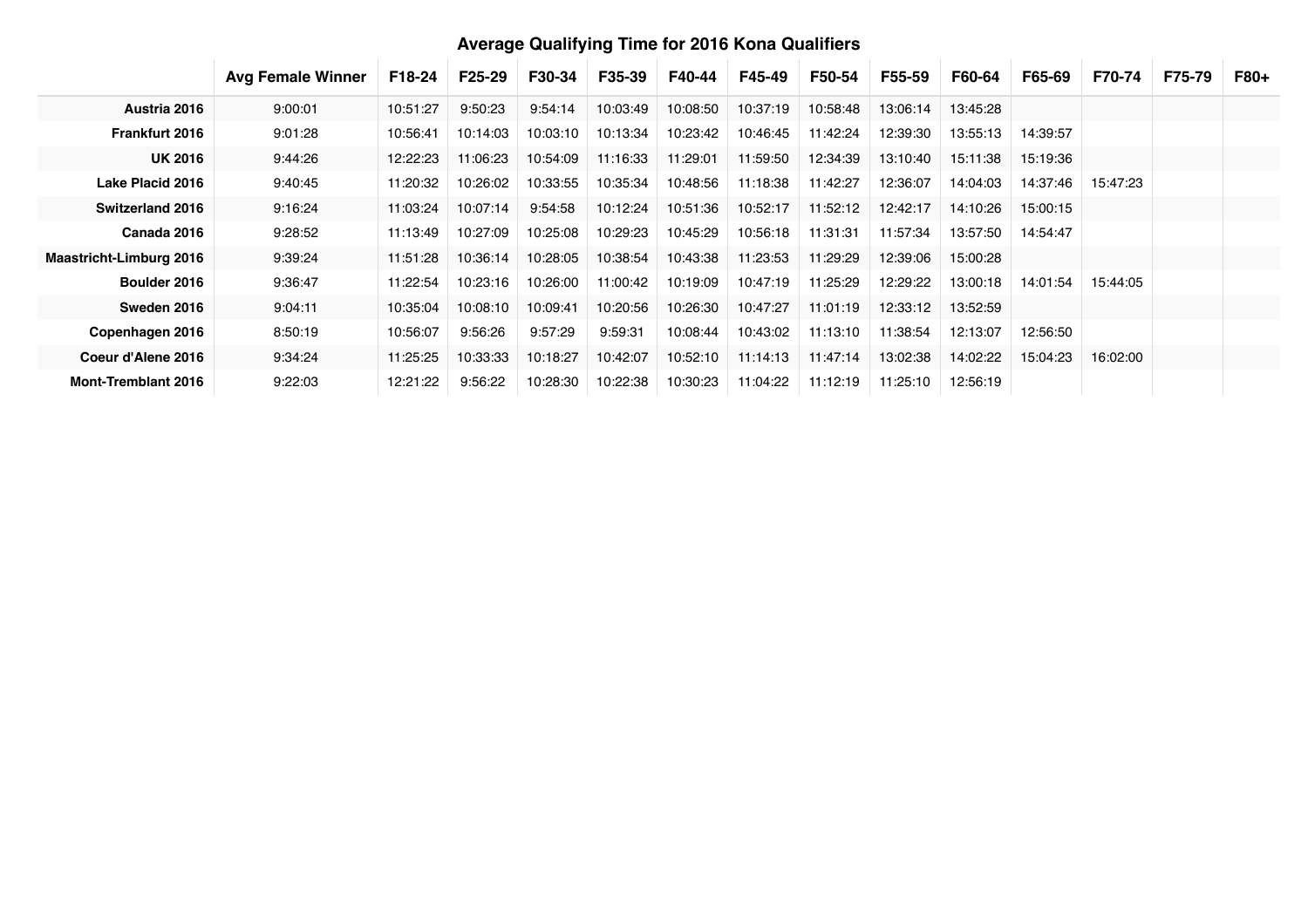# Average Qualifying Time for 2016 Kona Qualifiers

| | Avg Female Winner | F18-24 | F25-29 | F30-34 | F35-39 | F40-44 | F45-49 | F50-54 | F55-59 | F60-64 | F65-69 | F70-74 | F75-79 | F80+ |
|---|---|---|---|---|---|---|---|---|---|---|---|---|---|---|
| **Austria 2016** | 9:00:01 | 10:51:27 | 9:50:23 | 9:54:14 | 10:03:49 | 10:08:50 | 10:37:19 | 10:58:48 | 13:06:14 | 13:45:28 | | | | |
| **Frankfurt 2016** | 9:01:28 | 10:56:41 | 10:14:03 | 10:03:10 | 10:13:34 | 10:23:42 | 10:46:45 | 11:42:24 | 12:39:30 | 13:55:13 | 14:39:57 | | | |
| **UK 2016** | 9:44:26 | 12:22:23 | 11:06:23 | 10:54:09 | 11:16:33 | 11:29:01 | 11:59:50 | 12:34:39 | 13:10:40 | 15:11:38 | 15:19:36 | | | |
| **Lake Placid 2016** | 9:40:45 | 11:20:32 | 10:26:02 | 10:33:55 | 10:35:34 | 10:48:56 | 11:18:38 | 11:42:27 | 12:36:07 | 14:04:03 | 14:37:46 | 15:47:23 | | |
| **Switzerland 2016** | 9:16:24 | 11:03:24 | 10:07:14 | 9:54:58 | 10:12:24 | 10:51:36 | 10:52:17 | 11:52:12 | 12:42:17 | 14:10:26 | 15:00:15 | | | |
| **Canada 2016** | 9:28:52 | 11:13:49 | 10:27:09 | 10:25:08 | 10:29:23 | 10:45:29 | 10:56:18 | 11:31:31 | 11:57:34 | 13:57:50 | 14:54:47 | | | |
| **Maastricht-Limburg 2016** | 9:39:24 | 11:51:28 | 10:36:14 | 10:28:05 | 10:38:54 | 10:43:38 | 11:23:53 | 11:29:29 | 12:39:06 | 15:00:28 | | | | |
| **Boulder 2016** | 9:36:47 | 11:22:54 | 10:23:16 | 10:26:00 | 11:00:42 | 10:19:09 | 10:47:19 | 11:25:29 | 12:29:22 | 13:00:18 | 14:01:54 | 15:44:05 | | |
| **Sweden 2016** | 9:04:11 | 10:35:04 | 10:08:10 | 10:09:41 | 10:20:56 | 10:26:30 | 10:47:27 | 11:01:19 | 12:33:12 | 13:52:59 | | | | |
| **Copenhagen 2016** | 8:50:19 | 10:56:07 | 9:56:26 | 9:57:29 | 9:59:31 | 10:08:44 | 10:43:02 | 11:13:10 | 11:38:54 | 12:13:07 | 12:56:50 | | | |
| **Coeur d'Alene 2016** | 9:34:24 | 11:25:25 | 10:33:33 | 10:18:27 | 10:42:07 | 10:52:10 | 11:14:13 | 11:47:14 | 13:02:38 | 14:02:22 | 15:04:23 | 16:02:00 | | |
| **Mont-Tremblant 2016** | 9:22:03 | 12:21:22 | 9:56:22 | 10:28:30 | 10:22:38 | 10:30:23 | 11:04:22 | 11:12:19 | 11:25:10 | 12:56:19 | | | | |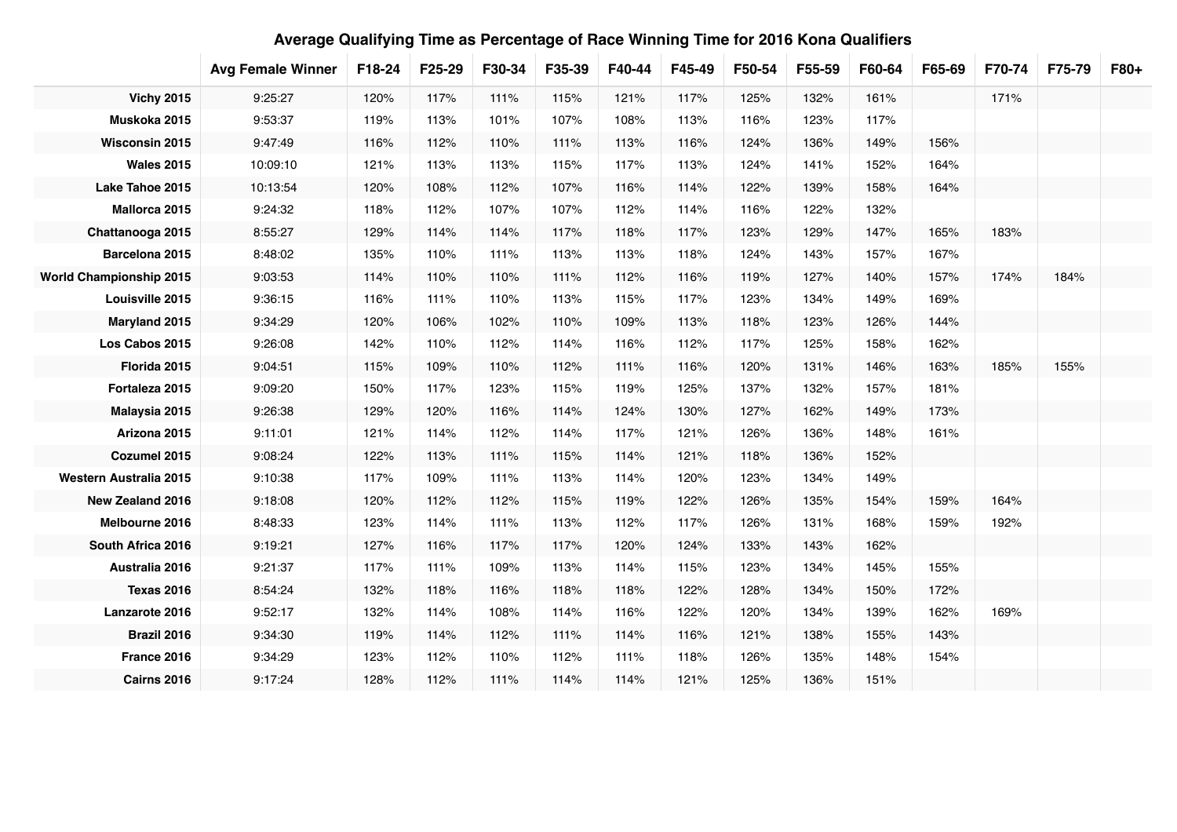## Average Qualifying Time as Percentage of Race Winning Time for 2016 Kona Qualifiers

| | Avg Female Winner | F18-24 | F25-29 | F30-34 | F35-39 | F40-44 | F45-49 | F50-54 | F55-59 | F60-64 | F65-69 | F70-74 | F75-79 | F80+ |
|---|---|---|---|---|---|---|---|---|---|---|---|---|---|---|
| **Vichy 2015** | 9:25:27 | 120% | 117% | 111% | 115% | 121% | 117% | 125% | 132% | 161% | | 171% | | |
| **Muskoka 2015** | 9:53:37 | 119% | 113% | 101% | 107% | 108% | 113% | 116% | 123% | 117% | | | | |
| **Wisconsin 2015** | 9:47:49 | 116% | 112% | 110% | 111% | 113% | 116% | 124% | 136% | 149% | 156% | | | |
| **Wales 2015** | 10:09:10 | 121% | 113% | 113% | 115% | 117% | 113% | 124% | 141% | 152% | 164% | | | |
| **Lake Tahoe 2015** | 10:13:54 | 120% | 108% | 112% | 107% | 116% | 114% | 122% | 139% | 158% | 164% | | | |
| **Mallorca 2015** | 9:24:32 | 118% | 112% | 107% | 107% | 112% | 114% | 116% | 122% | 132% | | | | |
| **Chattanooga 2015** | 8:55:27 | 129% | 114% | 114% | 117% | 118% | 117% | 123% | 129% | 147% | 165% | 183% | | |
| **Barcelona 2015** | 8:48:02 | 135% | 110% | 111% | 113% | 113% | 118% | 124% | 143% | 157% | 167% | | | |
| **World Championship 2015** | 9:03:53 | 114% | 110% | 110% | 111% | 112% | 116% | 119% | 127% | 140% | 157% | 174% | 184% | |
| **Louisville 2015** | 9:36:15 | 116% | 111% | 110% | 113% | 115% | 117% | 123% | 134% | 149% | 169% | | | |
| **Maryland 2015** | 9:34:29 | 120% | 106% | 102% | 110% | 109% | 113% | 118% | 123% | 126% | 144% | | | |
| **Los Cabos 2015** | 9:26:08 | 142% | 110% | 112% | 114% | 116% | 112% | 117% | 125% | 158% | 162% | | | |
| **Florida 2015** | 9:04:51 | 115% | 109% | 110% | 112% | 111% | 116% | 120% | 131% | 146% | 163% | 185% | 155% | |
| **Fortaleza 2015** | 9:09:20 | 150% | 117% | 123% | 115% | 119% | 125% | 137% | 132% | 157% | 181% | | | |
| **Malaysia 2015** | 9:26:38 | 129% | 120% | 116% | 114% | 124% | 130% | 127% | 162% | 149% | 173% | | | |
| **Arizona 2015** | 9:11:01 | 121% | 114% | 112% | 114% | 117% | 121% | 126% | 136% | 148% | 161% | | | |
| **Cozumel 2015** | 9:08:24 | 122% | 113% | 111% | 115% | 114% | 121% | 118% | 136% | 152% | | | | |
| **Western Australia 2015** | 9:10:38 | 117% | 109% | 111% | 113% | 114% | 120% | 123% | 134% | 149% | | | | |
| **New Zealand 2016** | 9:18:08 | 120% | 112% | 112% | 115% | 119% | 122% | 126% | 135% | 154% | 159% | 164% | | |
| **Melbourne 2016** | 8:48:33 | 123% | 114% | 111% | 113% | 112% | 117% | 126% | 131% | 168% | 159% | 192% | | |
| **South Africa 2016** | 9:19:21 | 127% | 116% | 117% | 117% | 120% | 124% | 133% | 143% | 162% | | | | |
| **Australia 2016** | 9:21:37 | 117% | 111% | 109% | 113% | 114% | 115% | 123% | 134% | 145% | 155% | | | |
| **Texas 2016** | 8:54:24 | 132% | 118% | 116% | 118% | 118% | 122% | 128% | 134% | 150% | 172% | | | |
| **Lanzarote 2016** | 9:52:17 | 132% | 114% | 108% | 114% | 116% | 122% | 120% | 134% | 139% | 162% | 169% | | |
| **Brazil 2016** | 9:34:30 | 119% | 114% | 112% | 111% | 114% | 116% | 121% | 138% | 155% | 143% | | | |
| **France 2016** | 9:34:29 | 123% | 112% | 110% | 112% | 111% | 118% | 126% | 135% | 148% | 154% | | | |
| **Cairns 2016** | 9:17:24 | 128% | 112% | 111% | 114% | 114% | 121% | 125% | 136% | 151% | | | | |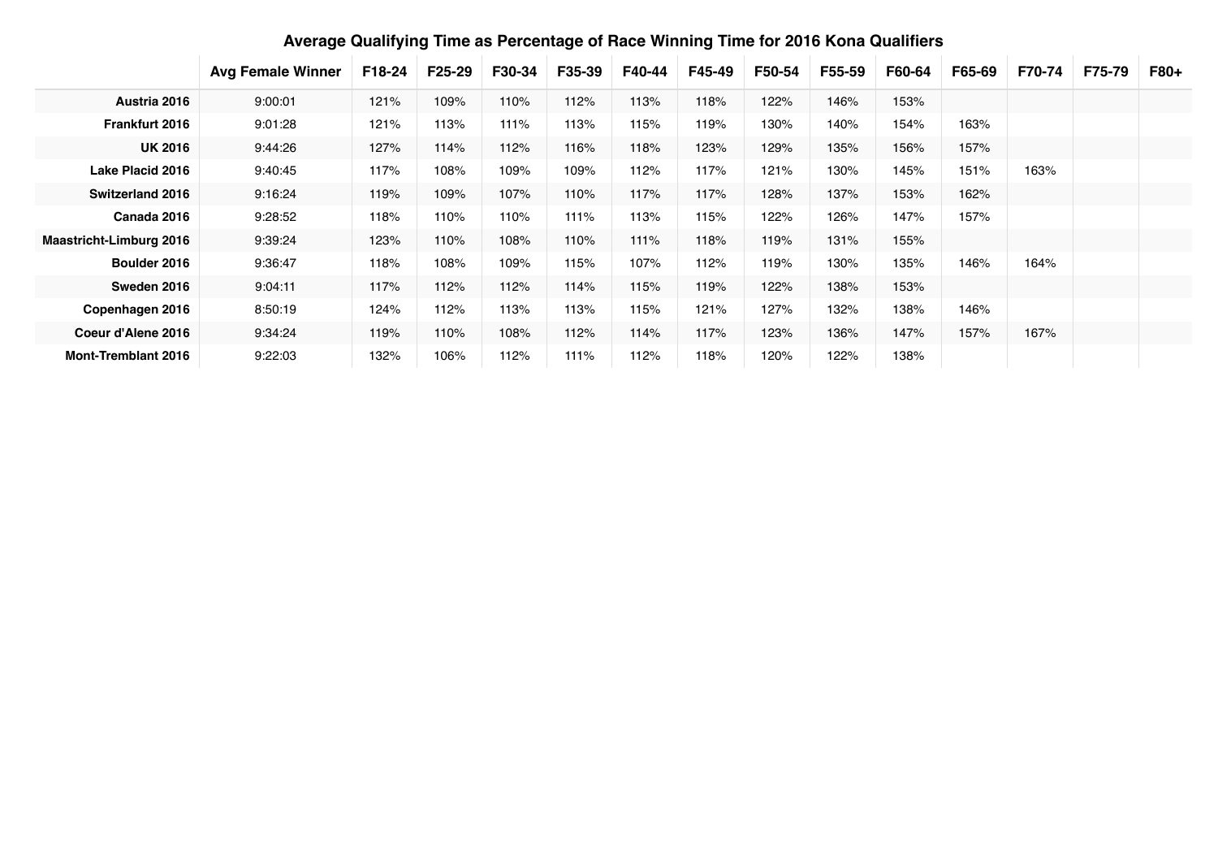# Average Qualifying Time as Percentage of Race Winning Time for 2016 Kona Qualifiers

| | Avg Female Winner | F18-24 | F25-29 | F30-34 | F35-39 | F40-44 | F45-49 | F50-54 | F55-59 | F60-64 | F65-69 | F70-74 | F75-79 | F80+ |
|---|---|---|---|---|---|---|---|---|---|---|---|---|---|---|
| **Austria 2016** | 9:00:01 | 121% | 109% | 110% | 112% | 113% | 118% | 122% | 146% | 153% | | | | |
| **Frankfurt 2016** | 9:01:28 | 121% | 113% | 111% | 113% | 115% | 119% | 130% | 140% | 154% | 163% | | | |
| **UK 2016** | 9:44:26 | 127% | 114% | 112% | 116% | 118% | 123% | 129% | 135% | 156% | 157% | | | |
| **Lake Placid 2016** | 9:40:45 | 117% | 108% | 109% | 109% | 112% | 117% | 121% | 130% | 145% | 151% | 163% | | |
| **Switzerland 2016** | 9:16:24 | 119% | 109% | 107% | 110% | 117% | 117% | 128% | 137% | 153% | 162% | | | |
| **Canada 2016** | 9:28:52 | 118% | 110% | 110% | 111% | 113% | 115% | 122% | 126% | 147% | 157% | | | |
| **Maastricht-Limburg 2016** | 9:39:24 | 123% | 110% | 108% | 110% | 111% | 118% | 119% | 131% | 155% | | | | |
| **Boulder 2016** | 9:36:47 | 118% | 108% | 109% | 115% | 107% | 112% | 119% | 130% | 135% | 146% | 164% | | |
| **Sweden 2016** | 9:04:11 | 117% | 112% | 112% | 114% | 115% | 119% | 122% | 138% | 153% | | | | |
| **Copenhagen 2016** | 8:50:19 | 124% | 112% | 113% | 113% | 115% | 121% | 127% | 132% | 138% | 146% | | | |
| **Coeur d'Alene 2016** | 9:34:24 | 119% | 110% | 108% | 112% | 114% | 117% | 123% | 136% | 147% | 157% | 167% | | |
| **Mont-Tremblant 2016** | 9:22:03 | 132% | 106% | 112% | 111% | 112% | 118% | 120% | 122% | 138% | | | | |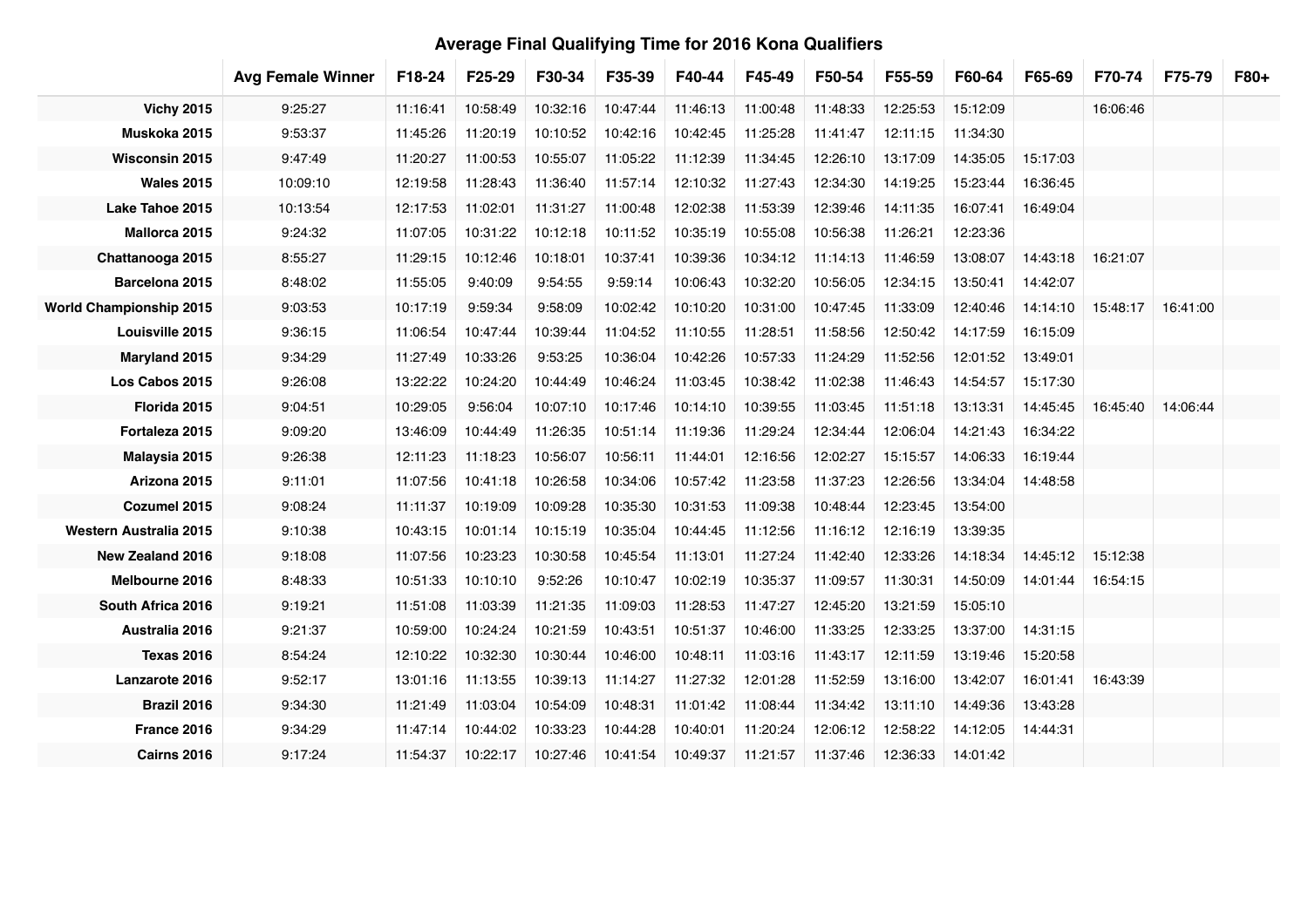## Average Final Qualifying Time for 2016 Kona Qualifiers

| | Avg Female Winner | F18-24 | F25-29 | F30-34 | F35-39 | F40-44 | F45-49 | F50-54 | F55-59 | F60-64 | F65-69 | F70-74 | F75-79 | F80+ |
|---|---|---|---|---|---|---|---|---|---|---|---|---|---|---|
| **Vichy 2015** | 9:25:27 | 11:16:41 | 10:58:49 | 10:32:16 | 10:47:44 | 11:46:13 | 11:00:48 | 11:48:33 | 12:25:53 | 15:12:09 | | 16:06:46 | | |
| **Muskoka 2015** | 9:53:37 | 11:45:26 | 11:20:19 | 10:10:52 | 10:42:16 | 10:42:45 | 11:25:28 | 11:41:47 | 12:11:15 | 11:34:30 | | | | |
| **Wisconsin 2015** | 9:47:49 | 11:20:27 | 11:00:53 | 10:55:07 | 11:05:22 | 11:12:39 | 11:34:45 | 12:26:10 | 13:17:09 | 14:35:05 | 15:17:03 | | | |
| **Wales 2015** | 10:09:10 | 12:19:58 | 11:28:43 | 11:36:40 | 11:57:14 | 12:10:32 | 11:27:43 | 12:34:30 | 14:19:25 | 15:23:44 | 16:36:45 | | | |
| **Lake Tahoe 2015** | 10:13:54 | 12:17:53 | 11:02:01 | 11:31:27 | 11:00:48 | 12:02:38 | 11:53:39 | 12:39:46 | 14:11:35 | 16:07:41 | 16:49:04 | | | |
| **Mallorca 2015** | 9:24:32 | 11:07:05 | 10:31:22 | 10:12:18 | 10:11:52 | 10:35:19 | 10:55:08 | 10:56:38 | 11:26:21 | 12:23:36 | | | | |
| **Chattanooga 2015** | 8:55:27 | 11:29:15 | 10:12:46 | 10:18:01 | 10:37:41 | 10:39:36 | 10:34:12 | 11:14:13 | 11:46:59 | 13:08:07 | 14:43:18 | 16:21:07 | | |
| **Barcelona 2015** | 8:48:02 | 11:55:05 | 9:40:09 | 9:54:55 | 9:59:14 | 10:06:43 | 10:32:20 | 10:56:05 | 12:34:15 | 13:50:41 | 14:42:07 | | | |
| **World Championship 2015** | 9:03:53 | 10:17:19 | 9:59:34 | 9:58:09 | 10:02:42 | 10:10:20 | 10:31:00 | 10:47:45 | 11:33:09 | 12:40:46 | 14:14:10 | 15:48:17 | 16:41:00 | |
| **Louisville 2015** | 9:36:15 | 11:06:54 | 10:47:44 | 10:39:44 | 11:04:52 | 11:10:55 | 11:28:51 | 11:58:56 | 12:50:42 | 14:17:59 | 16:15:09 | | | |
| **Maryland 2015** | 9:34:29 | 11:27:49 | 10:33:26 | 9:53:25 | 10:36:04 | 10:42:26 | 10:57:33 | 11:24:29 | 11:52:56 | 12:01:52 | 13:49:01 | | | |
| **Los Cabos 2015** | 9:26:08 | 13:22:22 | 10:24:20 | 10:44:49 | 10:46:24 | 11:03:45 | 10:38:42 | 11:02:38 | 11:46:43 | 14:54:57 | 15:17:30 | | | |
| **Florida 2015** | 9:04:51 | 10:29:05 | 9:56:04 | 10:07:10 | 10:17:46 | 10:14:10 | 10:39:55 | 11:03:45 | 11:51:18 | 13:13:31 | 14:45:45 | 16:45:40 | 14:06:44 | |
| **Fortaleza 2015** | 9:09:20 | 13:46:09 | 10:44:49 | 11:26:35 | 10:51:14 | 11:19:36 | 11:29:24 | 12:34:44 | 12:06:04 | 14:21:43 | 16:34:22 | | | |
| **Malaysia 2015** | 9:26:38 | 12:11:23 | 11:18:23 | 10:56:07 | 10:56:11 | 11:44:01 | 12:16:56 | 12:02:27 | 15:15:57 | 14:06:33 | 16:19:44 | | | |
| **Arizona 2015** | 9:11:01 | 11:07:56 | 10:41:18 | 10:26:58 | 10:34:06 | 10:57:42 | 11:23:58 | 11:37:23 | 12:26:56 | 13:34:04 | 14:48:58 | | | |
| **Cozumel 2015** | 9:08:24 | 11:11:37 | 10:19:09 | 10:09:28 | 10:35:30 | 10:31:53 | 11:09:38 | 10:48:44 | 12:23:45 | 13:54:00 | | | | |
| **Western Australia 2015** | 9:10:38 | 10:43:15 | 10:01:14 | 10:15:19 | 10:35:04 | 10:44:45 | 11:12:56 | 11:16:12 | 12:16:19 | 13:39:35 | | | | |
| **New Zealand 2016** | 9:18:08 | 11:07:56 | 10:23:23 | 10:30:58 | 10:45:54 | 11:13:01 | 11:27:24 | 11:42:40 | 12:33:26 | 14:18:34 | 14:45:12 | 15:12:38 | | |
| **Melbourne 2016** | 8:48:33 | 10:51:33 | 10:10:10 | 9:52:26 | 10:10:47 | 10:02:19 | 10:35:37 | 11:09:57 | 11:30:31 | 14:50:09 | 14:01:44 | 16:54:15 | | |
| **South Africa 2016** | 9:19:21 | 11:51:08 | 11:03:39 | 11:21:35 | 11:09:03 | 11:28:53 | 11:47:27 | 12:45:20 | 13:21:59 | 15:05:10 | | | | |
| **Australia 2016** | 9:21:37 | 10:59:00 | 10:24:24 | 10:21:59 | 10:43:51 | 10:51:37 | 10:46:00 | 11:33:25 | 12:33:25 | 13:37:00 | 14:31:15 | | | |
| **Texas 2016** | 8:54:24 | 12:10:22 | 10:32:30 | 10:30:44 | 10:46:00 | 10:48:11 | 11:03:16 | 11:43:17 | 12:11:59 | 13:19:46 | 15:20:58 | | | |
| **Lanzarote 2016** | 9:52:17 | 13:01:16 | 11:13:55 | 10:39:13 | 11:14:27 | 11:27:32 | 12:01:28 | 11:52:59 | 13:16:00 | 13:42:07 | 16:01:41 | 16:43:39 | | |
| **Brazil 2016** | 9:34:30 | 11:21:49 | 11:03:04 | 10:54:09 | 10:48:31 | 11:01:42 | 11:08:44 | 11:34:42 | 13:11:10 | 14:49:36 | 13:43:28 | | | |
| **France 2016** | 9:34:29 | 11:47:14 | 10:44:02 | 10:33:23 | 10:44:28 | 10:40:01 | 11:20:24 | 12:06:12 | 12:58:22 | 14:12:05 | 14:44:31 | | | |
| **Cairns 2016** | 9:17:24 | 11:54:37 | 10:22:17 | 10:27:46 | 10:41:54 | 10:49:37 | 11:21:57 | 11:37:46 | 12:36:33 | 14:01:42 | | | | |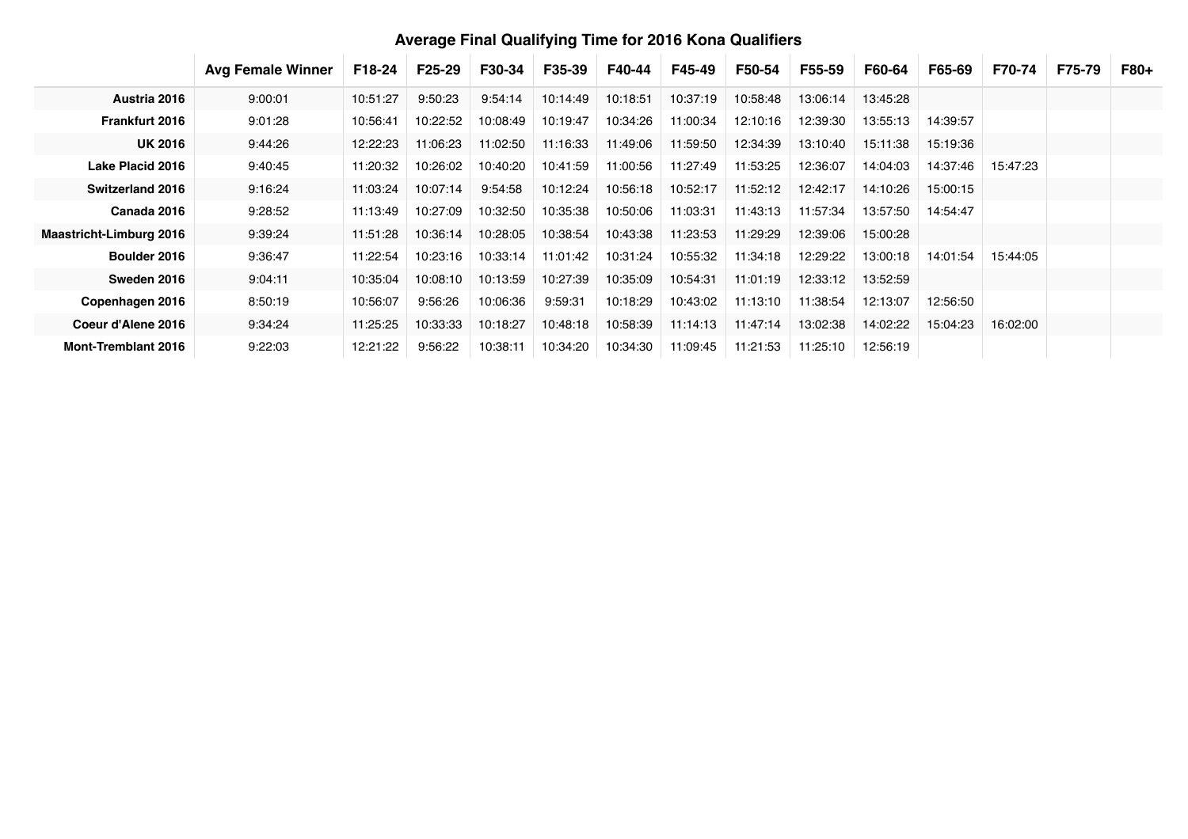# Average Final Qualifying Time for 2016 Kona Qualifiers

| | Avg Female Winner | F18-24 | F25-29 | F30-34 | F35-39 | F40-44 | F45-49 | F50-54 | F55-59 | F60-64 | F65-69 | F70-74 | F75-79 | F80+ |
|---|---|---|---|---|---|---|---|---|---|---|---|---|---|---|
| Austria 2016 | 9:00:01 | 10:51:27 | 9:50:23 | 9:54:14 | 10:14:49 | 10:18:51 | 10:37:19 | 10:58:48 | 13:06:14 | 13:45:28 | | | | |
| Frankfurt 2016 | 9:01:28 | 10:56:41 | 10:22:52 | 10:08:49 | 10:19:47 | 10:34:26 | 11:00:34 | 12:10:16 | 12:39:30 | 13:55:13 | 14:39:57 | | | |
| UK 2016 | 9:44:26 | 12:22:23 | 11:06:23 | 11:02:50 | 11:16:33 | 11:49:06 | 11:59:50 | 12:34:39 | 13:10:40 | 15:11:38 | 15:19:36 | | | |
| Lake Placid 2016 | 9:40:45 | 11:20:32 | 10:26:02 | 10:40:20 | 10:41:59 | 11:00:56 | 11:27:49 | 11:53:25 | 12:36:07 | 14:04:03 | 14:37:46 | 15:47:23 | | |
| Switzerland 2016 | 9:16:24 | 11:03:24 | 10:07:14 | 9:54:58 | 10:12:24 | 10:56:18 | 10:52:17 | 11:52:12 | 12:42:17 | 14:10:26 | 15:00:15 | | | |
| Canada 2016 | 9:28:52 | 11:13:49 | 10:27:09 | 10:32:50 | 10:35:38 | 10:50:06 | 11:03:31 | 11:43:13 | 11:57:34 | 13:57:50 | 14:54:47 | | | |
| Maastricht-Limburg 2016 | 9:39:24 | 11:51:28 | 10:36:14 | 10:28:05 | 10:38:54 | 10:43:38 | 11:23:53 | 11:29:29 | 12:39:06 | 15:00:28 | | | | |
| Boulder 2016 | 9:36:47 | 11:22:54 | 10:23:16 | 10:33:14 | 11:01:42 | 10:31:24 | 10:55:32 | 11:34:18 | 12:29:22 | 13:00:18 | 14:01:54 | 15:44:05 | | |
| Sweden 2016 | 9:04:11 | 10:35:04 | 10:08:10 | 10:13:59 | 10:27:39 | 10:35:09 | 10:54:31 | 11:01:19 | 12:33:12 | 13:52:59 | | | | |
| Copenhagen 2016 | 8:50:19 | 10:56:07 | 9:56:26 | 10:06:36 | 9:59:31 | 10:18:29 | 10:43:02 | 11:13:10 | 11:38:54 | 12:13:07 | 12:56:50 | | | |
| Coeur d'Alene 2016 | 9:34:24 | 11:25:25 | 10:33:33 | 10:18:27 | 10:48:18 | 10:58:39 | 11:14:13 | 11:47:14 | 13:02:38 | 14:02:22 | 15:04:23 | 16:02:00 | | |
| Mont-Tremblant 2016 | 9:22:03 | 12:21:22 | 9:56:22 | 10:38:11 | 10:34:20 | 10:34:30 | 11:09:45 | 11:21:53 | 11:25:10 | 12:56:19 | | | | |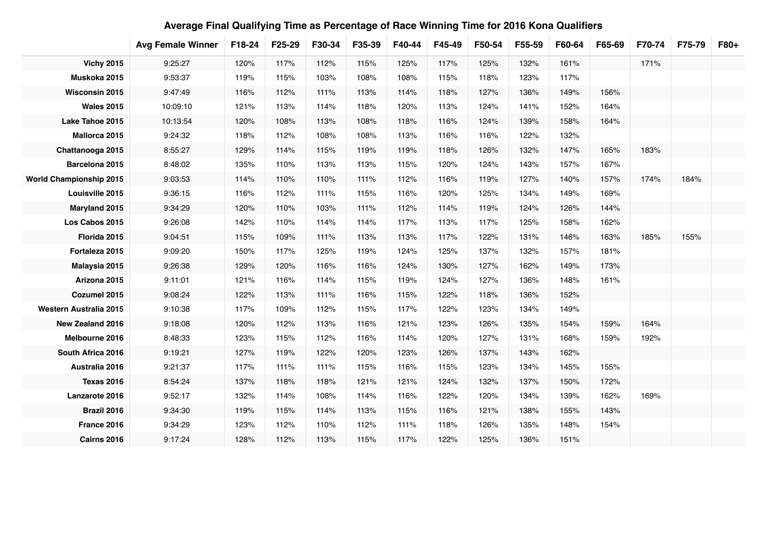## Average Final Qualifying Time as Percentage of Race Winning Time for 2016 Kona Qualifiers

| | Avg Female Winner | F18-24 | F25-29 | F30-34 | F35-39 | F40-44 | F45-49 | F50-54 | F55-59 | F60-64 | F65-69 | F70-74 | F75-79 | F80+ |
|---|---|---|---|---|---|---|---|---|---|---|---|---|---|---|
| **Vichy 2015** | 9:25:27 | 120% | 117% | 112% | 115% | 125% | 117% | 125% | 132% | 161% | | 171% | | |
| **Muskoka 2015** | 9:53:37 | 119% | 115% | 103% | 108% | 108% | 115% | 118% | 123% | 117% | | | | |
| **Wisconsin 2015** | 9:47:49 | 116% | 112% | 111% | 113% | 114% | 118% | 127% | 136% | 149% | 156% | | | |
| **Wales 2015** | 10:09:10 | 121% | 113% | 114% | 118% | 120% | 113% | 124% | 141% | 152% | 164% | | | |
| **Lake Tahoe 2015** | 10:13:54 | 120% | 108% | 113% | 108% | 118% | 116% | 124% | 139% | 158% | 164% | | | |
| **Mallorca 2015** | 9:24:32 | 118% | 112% | 108% | 108% | 113% | 116% | 116% | 122% | 132% | | | | |
| **Chattanooga 2015** | 8:55:27 | 129% | 114% | 115% | 119% | 119% | 118% | 126% | 132% | 147% | 165% | 183% | | |
| **Barcelona 2015** | 8:48:02 | 135% | 110% | 113% | 113% | 115% | 120% | 124% | 143% | 157% | 167% | | | |
| **World Championship 2015** | 9:03:53 | 114% | 110% | 110% | 111% | 112% | 116% | 119% | 127% | 140% | 157% | 174% | 184% | |
| **Louisville 2015** | 9:36:15 | 116% | 112% | 111% | 115% | 116% | 120% | 125% | 134% | 149% | 169% | | | |
| **Maryland 2015** | 9:34:29 | 120% | 110% | 103% | 111% | 112% | 114% | 119% | 124% | 126% | 144% | | | |
| **Los Cabos 2015** | 9:26:08 | 142% | 110% | 114% | 114% | 117% | 113% | 117% | 125% | 158% | 162% | | | |
| **Florida 2015** | 9:04:51 | 115% | 109% | 111% | 113% | 113% | 117% | 122% | 131% | 146% | 163% | 185% | 155% | |
| **Fortaleza 2015** | 9:09:20 | 150% | 117% | 125% | 119% | 124% | 125% | 137% | 132% | 157% | 181% | | | |
| **Malaysia 2015** | 9:26:38 | 129% | 120% | 116% | 116% | 124% | 130% | 127% | 162% | 149% | 173% | | | |
| **Arizona 2015** | 9:11:01 | 121% | 116% | 114% | 115% | 119% | 124% | 127% | 136% | 148% | 161% | | | |
| **Cozumel 2015** | 9:08:24 | 122% | 113% | 111% | 116% | 115% | 122% | 118% | 136% | 152% | | | | |
| **Western Australia 2015** | 9:10:38 | 117% | 109% | 112% | 115% | 117% | 122% | 123% | 134% | 149% | | | | |
| **New Zealand 2016** | 9:18:08 | 120% | 112% | 113% | 116% | 121% | 123% | 126% | 135% | 154% | 159% | 164% | | |
| **Melbourne 2016** | 8:48:33 | 123% | 115% | 112% | 116% | 114% | 120% | 127% | 131% | 168% | 159% | 192% | | |
| **South Africa 2016** | 9:19:21 | 127% | 119% | 122% | 120% | 123% | 126% | 137% | 143% | 162% | | | | |
| **Australia 2016** | 9:21:37 | 117% | 111% | 111% | 115% | 116% | 115% | 123% | 134% | 145% | 155% | | | |
| **Texas 2016** | 8:54:24 | 137% | 118% | 118% | 121% | 121% | 124% | 132% | 137% | 150% | 172% | | | |
| **Lanzarote 2016** | 9:52:17 | 132% | 114% | 108% | 114% | 116% | 122% | 120% | 134% | 139% | 162% | 169% | | |
| **Brazil 2016** | 9:34:30 | 119% | 115% | 114% | 113% | 115% | 116% | 121% | 138% | 155% | 143% | | | |
| **France 2016** | 9:34:29 | 123% | 112% | 110% | 112% | 111% | 118% | 126% | 135% | 148% | 154% | | | |
| **Cairns 2016** | 9:17:24 | 128% | 112% | 113% | 115% | 117% | 122% | 125% | 136% | 151% | | | | |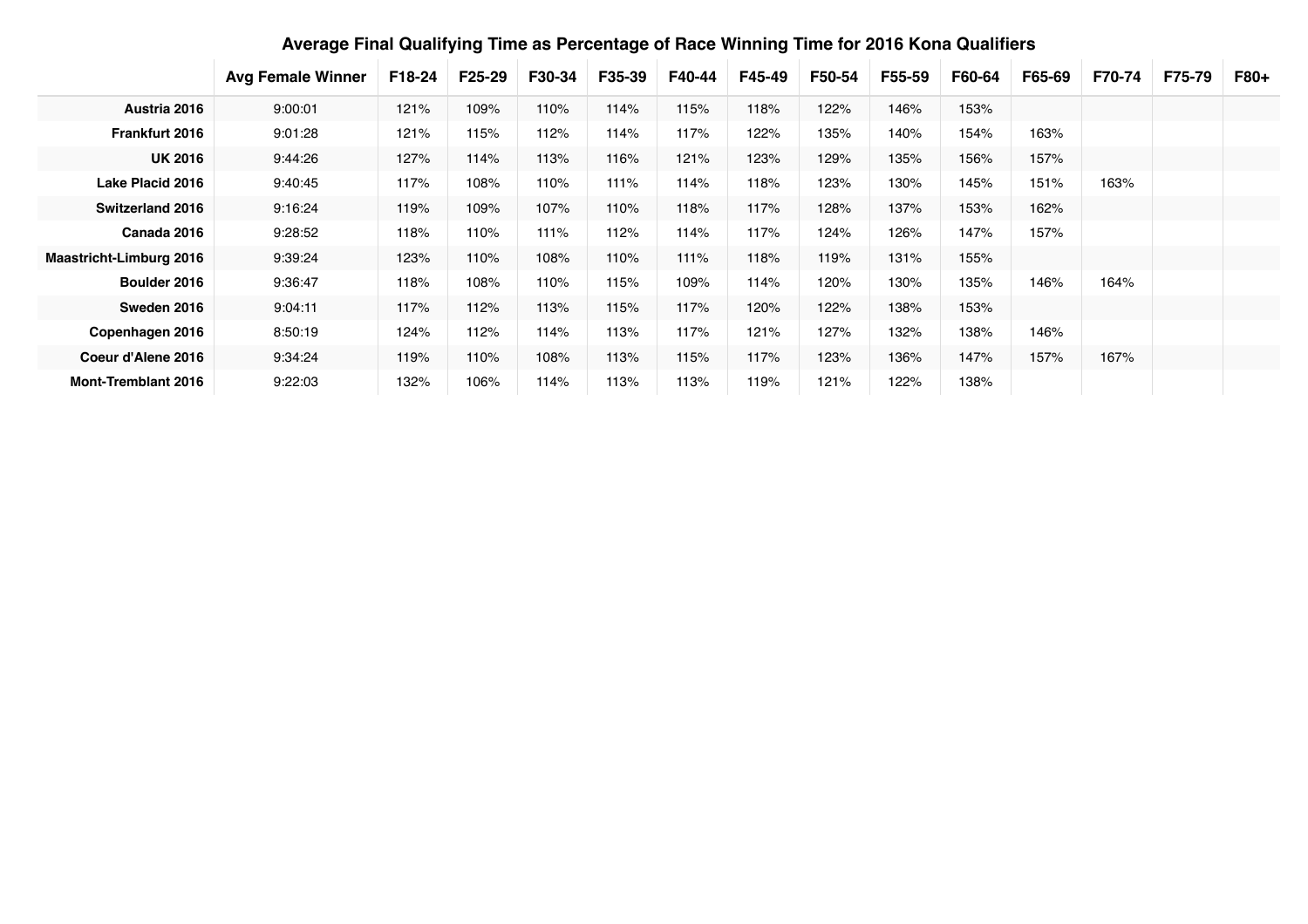# Average Final Qualifying Time as Percentage of Race Winning Time for 2016 Kona Qualifiers

| | Avg Female Winner | F18-24 | F25-29 | F30-34 | F35-39 | F40-44 | F45-49 | F50-54 | F55-59 | F60-64 | F65-69 | F70-74 | F75-79 | F80+ |
|---|---|---|---|---|---|---|---|---|---|---|---|---|---|---|
| **Austria 2016** | 9:00:01 | 121% | 109% | 110% | 114% | 115% | 118% | 122% | 146% | 153% | | | | |
| **Frankfurt 2016** | 9:01:28 | 121% | 115% | 112% | 114% | 117% | 122% | 135% | 140% | 154% | 163% | | | |
| **UK 2016** | 9:44:26 | 127% | 114% | 113% | 116% | 121% | 123% | 129% | 135% | 156% | 157% | | | |
| **Lake Placid 2016** | 9:40:45 | 117% | 108% | 110% | 111% | 114% | 118% | 123% | 130% | 145% | 151% | 163% | | |
| **Switzerland 2016** | 9:16:24 | 119% | 109% | 107% | 110% | 118% | 117% | 128% | 137% | 153% | 162% | | | |
| **Canada 2016** | 9:28:52 | 118% | 110% | 111% | 112% | 114% | 117% | 124% | 126% | 147% | 157% | | | |
| **Maastricht-Limburg 2016** | 9:39:24 | 123% | 110% | 108% | 110% | 111% | 118% | 119% | 131% | 155% | | | | |
| **Boulder 2016** | 9:36:47 | 118% | 108% | 110% | 115% | 109% | 114% | 120% | 130% | 135% | 146% | 164% | | |
| **Sweden 2016** | 9:04:11 | 117% | 112% | 113% | 115% | 117% | 120% | 122% | 138% | 153% | | | | |
| **Copenhagen 2016** | 8:50:19 | 124% | 112% | 114% | 113% | 117% | 121% | 127% | 132% | 138% | 146% | | | |
| **Coeur d'Alene 2016** | 9:34:24 | 119% | 110% | 108% | 113% | 115% | 117% | 123% | 136% | 147% | 157% | 167% | | |
| **Mont-Tremblant 2016** | 9:22:03 | 132% | 106% | 114% | 113% | 113% | 119% | 121% | 122% | 138% | | | | |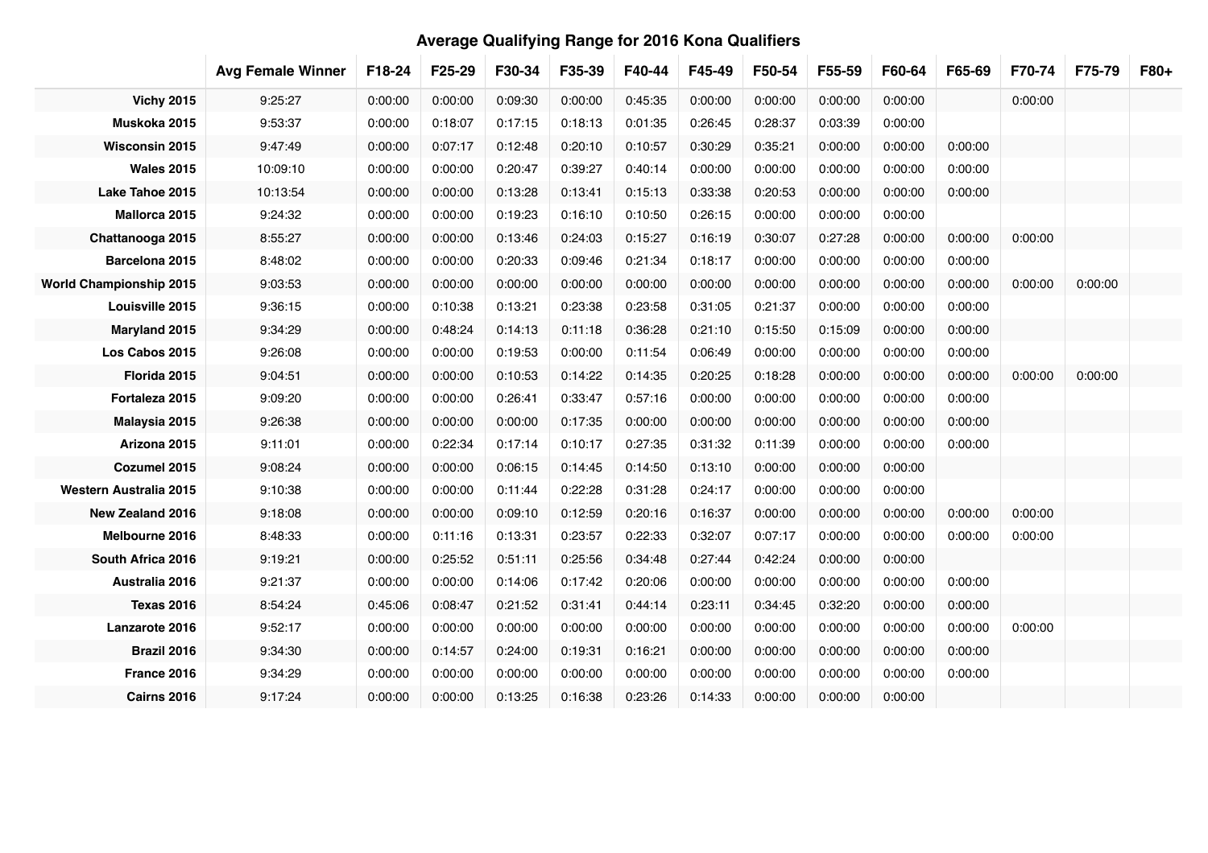## Average Qualifying Range for 2016 Kona Qualifiers

| | Avg Female Winner | F18-24 | F25-29 | F30-34 | F35-39 | F40-44 | F45-49 | F50-54 | F55-59 | F60-64 | F65-69 | F70-74 | F75-79 | F80+ |
|---|---|---|---|---|---|---|---|---|---|---|---|---|---|---|
| **Vichy 2015** | 9:25:27 | 0:00:00 | 0:00:00 | 0:09:30 | 0:00:00 | 0:45:35 | 0:00:00 | 0:00:00 | 0:00:00 | 0:00:00 | | 0:00:00 | | |
| **Muskoka 2015** | 9:53:37 | 0:00:00 | 0:18:07 | 0:17:15 | 0:18:13 | 0:01:35 | 0:26:45 | 0:28:37 | 0:03:39 | 0:00:00 | | | | |
| **Wisconsin 2015** | 9:47:49 | 0:00:00 | 0:07:17 | 0:12:48 | 0:20:10 | 0:10:57 | 0:30:29 | 0:35:21 | 0:00:00 | 0:00:00 | 0:00:00 | | | |
| **Wales 2015** | 10:09:10 | 0:00:00 | 0:00:00 | 0:20:47 | 0:39:27 | 0:40:14 | 0:00:00 | 0:00:00 | 0:00:00 | 0:00:00 | 0:00:00 | | | |
| **Lake Tahoe 2015** | 10:13:54 | 0:00:00 | 0:00:00 | 0:13:28 | 0:13:41 | 0:15:13 | 0:33:38 | 0:20:53 | 0:00:00 | 0:00:00 | 0:00:00 | | | |
| **Mallorca 2015** | 9:24:32 | 0:00:00 | 0:00:00 | 0:19:23 | 0:16:10 | 0:10:50 | 0:26:15 | 0:00:00 | 0:00:00 | 0:00:00 | | | | |
| **Chattanooga 2015** | 8:55:27 | 0:00:00 | 0:00:00 | 0:13:46 | 0:24:03 | 0:15:27 | 0:16:19 | 0:30:07 | 0:27:28 | 0:00:00 | 0:00:00 | 0:00:00 | | |
| **Barcelona 2015** | 8:48:02 | 0:00:00 | 0:00:00 | 0:20:33 | 0:09:46 | 0:21:34 | 0:18:17 | 0:00:00 | 0:00:00 | 0:00:00 | 0:00:00 | | | |
| **World Championship 2015** | 9:03:53 | 0:00:00 | 0:00:00 | 0:00:00 | 0:00:00 | 0:00:00 | 0:00:00 | 0:00:00 | 0:00:00 | 0:00:00 | 0:00:00 | 0:00:00 | 0:00:00 | |
| **Louisville 2015** | 9:36:15 | 0:00:00 | 0:10:38 | 0:13:21 | 0:23:38 | 0:23:58 | 0:31:05 | 0:21:37 | 0:00:00 | 0:00:00 | 0:00:00 | | | |
| **Maryland 2015** | 9:34:29 | 0:00:00 | 0:48:24 | 0:14:13 | 0:11:18 | 0:36:28 | 0:21:10 | 0:15:50 | 0:15:09 | 0:00:00 | 0:00:00 | | | |
| **Los Cabos 2015** | 9:26:08 | 0:00:00 | 0:00:00 | 0:19:53 | 0:00:00 | 0:11:54 | 0:06:49 | 0:00:00 | 0:00:00 | 0:00:00 | 0:00:00 | | | |
| **Florida 2015** | 9:04:51 | 0:00:00 | 0:00:00 | 0:10:53 | 0:14:22 | 0:14:35 | 0:20:25 | 0:18:28 | 0:00:00 | 0:00:00 | 0:00:00 | 0:00:00 | 0:00:00 | |
| **Fortaleza 2015** | 9:09:20 | 0:00:00 | 0:00:00 | 0:26:41 | 0:33:47 | 0:57:16 | 0:00:00 | 0:00:00 | 0:00:00 | 0:00:00 | 0:00:00 | | | |
| **Malaysia 2015** | 9:26:38 | 0:00:00 | 0:00:00 | 0:00:00 | 0:17:35 | 0:00:00 | 0:00:00 | 0:00:00 | 0:00:00 | 0:00:00 | 0:00:00 | | | |
| **Arizona 2015** | 9:11:01 | 0:00:00 | 0:22:34 | 0:17:14 | 0:10:17 | 0:27:35 | 0:31:32 | 0:11:39 | 0:00:00 | 0:00:00 | 0:00:00 | | | |
| **Cozumel 2015** | 9:08:24 | 0:00:00 | 0:00:00 | 0:06:15 | 0:14:45 | 0:14:50 | 0:13:10 | 0:00:00 | 0:00:00 | 0:00:00 | | | | |
| **Western Australia 2015** | 9:10:38 | 0:00:00 | 0:00:00 | 0:11:44 | 0:22:28 | 0:31:28 | 0:24:17 | 0:00:00 | 0:00:00 | 0:00:00 | | | | |
| **New Zealand 2016** | 9:18:08 | 0:00:00 | 0:00:00 | 0:09:10 | 0:12:59 | 0:20:16 | 0:16:37 | 0:00:00 | 0:00:00 | 0:00:00 | 0:00:00 | 0:00:00 | | |
| **Melbourne 2016** | 8:48:33 | 0:00:00 | 0:11:16 | 0:13:31 | 0:23:57 | 0:22:33 | 0:32:07 | 0:07:17 | 0:00:00 | 0:00:00 | 0:00:00 | 0:00:00 | | |
| **South Africa 2016** | 9:19:21 | 0:00:00 | 0:25:52 | 0:51:11 | 0:25:56 | 0:34:48 | 0:27:44 | 0:42:24 | 0:00:00 | 0:00:00 | | | | |
| **Australia 2016** | 9:21:37 | 0:00:00 | 0:00:00 | 0:14:06 | 0:17:42 | 0:20:06 | 0:00:00 | 0:00:00 | 0:00:00 | 0:00:00 | 0:00:00 | | | |
| **Texas 2016** | 8:54:24 | 0:45:06 | 0:08:47 | 0:21:52 | 0:31:41 | 0:44:14 | 0:23:11 | 0:34:45 | 0:32:20 | 0:00:00 | 0:00:00 | | | |
| **Lanzarote 2016** | 9:52:17 | 0:00:00 | 0:00:00 | 0:00:00 | 0:00:00 | 0:00:00 | 0:00:00 | 0:00:00 | 0:00:00 | 0:00:00 | 0:00:00 | 0:00:00 | | |
| **Brazil 2016** | 9:34:30 | 0:00:00 | 0:14:57 | 0:24:00 | 0:19:31 | 0:16:21 | 0:00:00 | 0:00:00 | 0:00:00 | 0:00:00 | 0:00:00 | | | |
| **France 2016** | 9:34:29 | 0:00:00 | 0:00:00 | 0:00:00 | 0:00:00 | 0:00:00 | 0:00:00 | 0:00:00 | 0:00:00 | 0:00:00 | 0:00:00 | | | |
| **Cairns 2016** | 9:17:24 | 0:00:00 | 0:00:00 | 0:13:25 | 0:16:38 | 0:23:26 | 0:14:33 | 0:00:00 | 0:00:00 | 0:00:00 | | | | |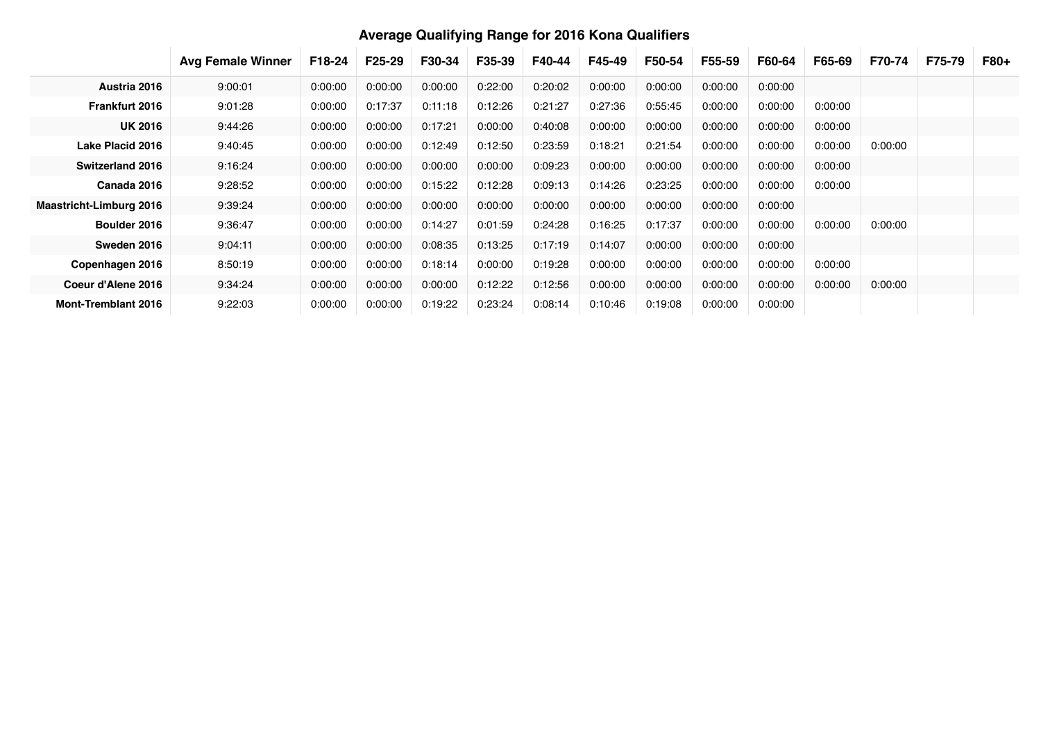## Average Qualifying Range for 2016 Kona Qualifiers

| | Avg Female Winner | F18-24 | F25-29 | F30-34 | F35-39 | F40-44 | F45-49 | F50-54 | F55-59 | F60-64 | F65-69 | F70-74 | F75-79 | F80+ |
|---|---|---|---|---|---|---|---|---|---|---|---|---|---|---|
| **Austria 2016** | 9:00:01 | 0:00:00 | 0:00:00 | 0:00:00 | 0:22:00 | 0:20:02 | 0:00:00 | 0:00:00 | 0:00:00 | 0:00:00 | | | | |
| **Frankfurt 2016** | 9:01:28 | 0:00:00 | 0:17:37 | 0:11:18 | 0:12:26 | 0:21:27 | 0:27:36 | 0:55:45 | 0:00:00 | 0:00:00 | 0:00:00 | | | |
| **UK 2016** | 9:44:26 | 0:00:00 | 0:00:00 | 0:17:21 | 0:00:00 | 0:40:08 | 0:00:00 | 0:00:00 | 0:00:00 | 0:00:00 | 0:00:00 | | | |
| **Lake Placid 2016** | 9:40:45 | 0:00:00 | 0:00:00 | 0:12:49 | 0:12:50 | 0:23:59 | 0:18:21 | 0:21:54 | 0:00:00 | 0:00:00 | 0:00:00 | 0:00:00 | | |
| **Switzerland 2016** | 9:16:24 | 0:00:00 | 0:00:00 | 0:00:00 | 0:00:00 | 0:09:23 | 0:00:00 | 0:00:00 | 0:00:00 | 0:00:00 | 0:00:00 | | | |
| **Canada 2016** | 9:28:52 | 0:00:00 | 0:00:00 | 0:15:22 | 0:12:28 | 0:09:13 | 0:14:26 | 0:23:25 | 0:00:00 | 0:00:00 | 0:00:00 | | | |
| **Maastricht-Limburg 2016** | 9:39:24 | 0:00:00 | 0:00:00 | 0:00:00 | 0:00:00 | 0:00:00 | 0:00:00 | 0:00:00 | 0:00:00 | 0:00:00 | | | | |
| **Boulder 2016** | 9:36:47 | 0:00:00 | 0:00:00 | 0:14:27 | 0:01:59 | 0:24:28 | 0:16:25 | 0:17:37 | 0:00:00 | 0:00:00 | 0:00:00 | 0:00:00 | | |
| **Sweden 2016** | 9:04:11 | 0:00:00 | 0:00:00 | 0:08:35 | 0:13:25 | 0:17:19 | 0:14:07 | 0:00:00 | 0:00:00 | 0:00:00 | | | | |
| **Copenhagen 2016** | 8:50:19 | 0:00:00 | 0:00:00 | 0:18:14 | 0:00:00 | 0:19:28 | 0:00:00 | 0:00:00 | 0:00:00 | 0:00:00 | 0:00:00 | | | |
| **Coeur d'Alene 2016** | 9:34:24 | 0:00:00 | 0:00:00 | 0:00:00 | 0:12:22 | 0:12:56 | 0:00:00 | 0:00:00 | 0:00:00 | 0:00:00 | 0:00:00 | 0:00:00 | | |
| **Mont-Tremblant 2016** | 9:22:03 | 0:00:00 | 0:00:00 | 0:19:22 | 0:23:24 | 0:08:14 | 0:10:46 | 0:19:08 | 0:00:00 | 0:00:00 | | | | |